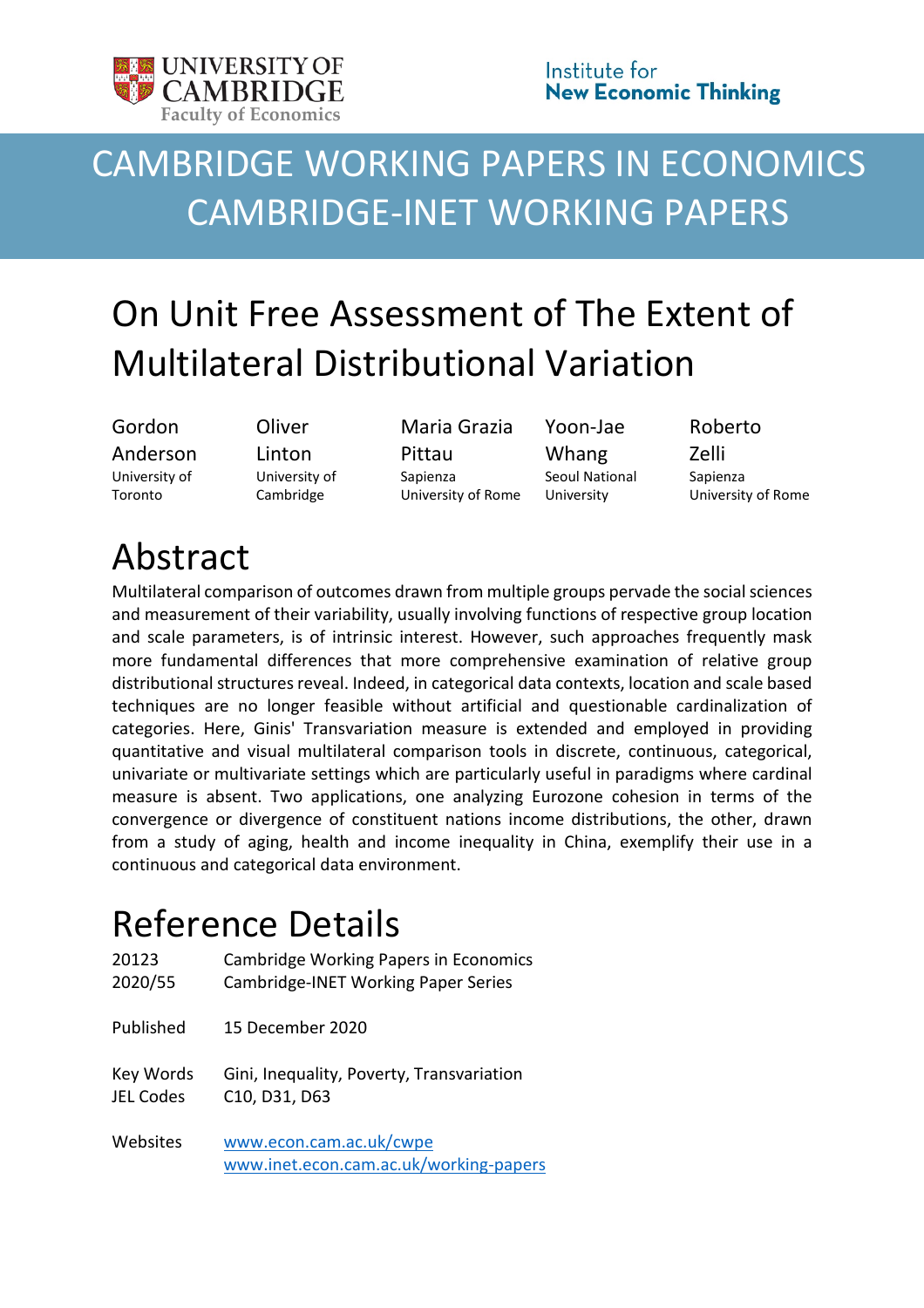UNIVERSITY OF CAMBRIDGE
Faculty of Economics

Institute for
**New Economic Thinking**

# CAMBRIDGE WORKING PAPERS IN ECONOMICS
# CAMBRIDGE-INET WORKING PAPERS

# On Unit Free Assessment of The Extent of Multilateral Distributional Variation

| Gordon Anderson | Oliver Linton | Maria Grazia Pittau | Yoon-Jae Whang | Roberto Zelli |
|---|---|---|---|---|
| University of Toronto | University of Cambridge | Sapienza University of Rome | Seoul National University | Sapienza University of Rome |

## Abstract

Multilateral comparison of outcomes drawn from multiple groups pervade the social sciences and measurement of their variability, usually involving functions of respective group location and scale parameters, is of intrinsic interest. However, such approaches frequently mask more fundamental differences that more comprehensive examination of relative group distributional structures reveal. Indeed, in categorical data contexts, location and scale based techniques are no longer feasible without artificial and questionable cardinalization of categories. Here, Ginis' Transvariation measure is extended and employed in providing quantitative and visual multilateral comparison tools in discrete, continuous, categorical, univariate or multivariate settings which are particularly useful in paradigms where cardinal measure is absent. Two applications, one analyzing Eurozone cohesion in terms of the convergence or divergence of constituent nations income distributions, the other, drawn from a study of aging, health and income inequality in China, exemplify their use in a continuous and categorical data environment.

## Reference Details

| | |
|---|---|
| 20123 | Cambridge Working Papers in Economics |
| 2020/55 | Cambridge-INET Working Paper Series |
| | |
| Published | 15 December 2020 |
| | |
| Key Words | Gini, Inequality, Poverty, Transvariation |
| JEL Codes | C10, D31, D63 |
| | |
| Websites | www.econ.cam.ac.uk/cwpe |
| | www.inet.econ.cam.ac.uk/working-papers |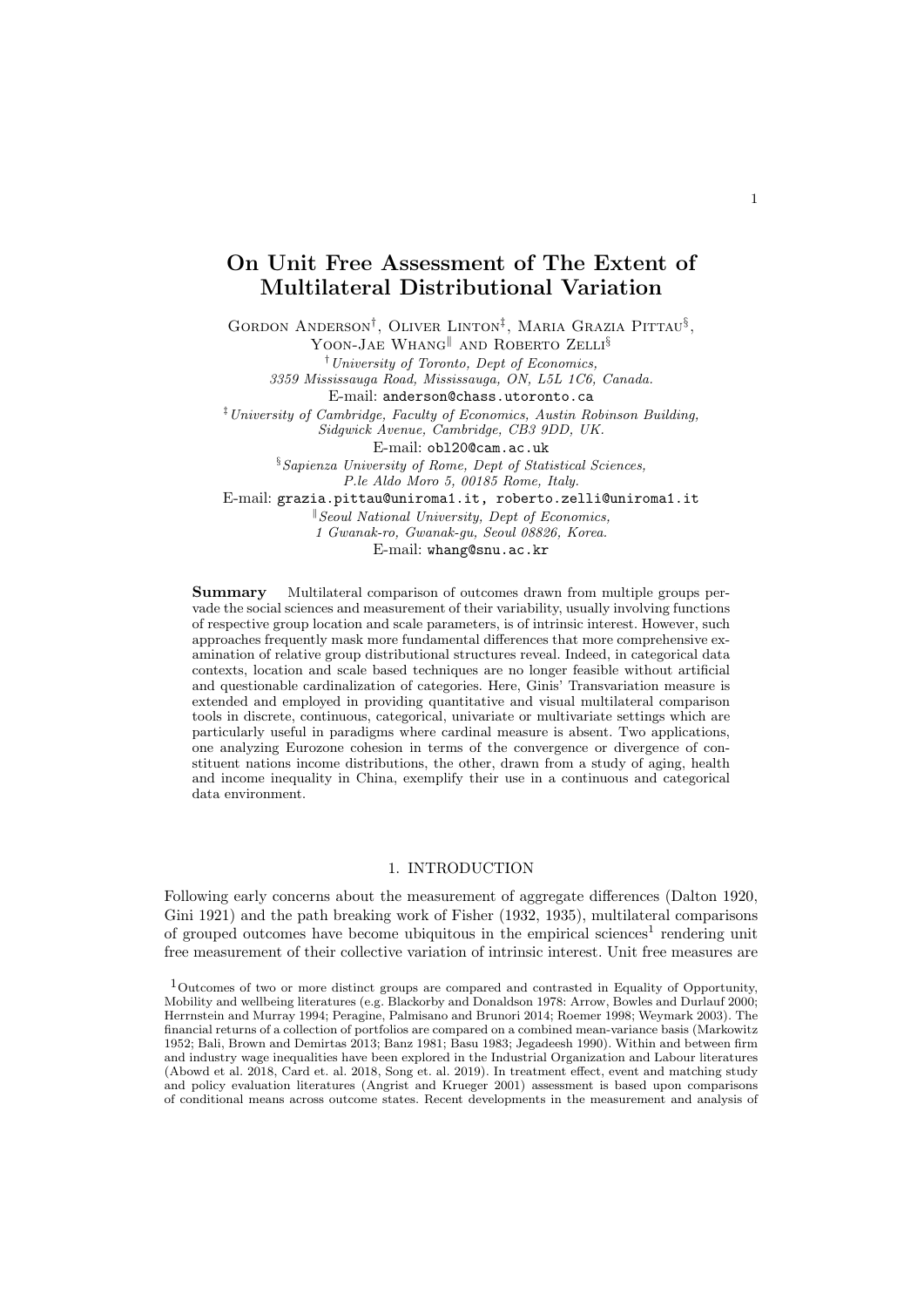# On Unit Free Assessment of The Extent of Multilateral Distributional Variation

Gordon Anderson[†], Oliver Linton[‡], Maria Grazia Pittau[§], Yoon-Jae Whang[‖] and Roberto Zelli[§]

[†] *University of Toronto, Dept of Economics, 3359 Mississauga Road, Mississauga, ON, L5L 1C6, Canada.*
E-mail: anderson@chass.utoronto.ca

[‡] *University of Cambridge, Faculty of Economics, Austin Robinson Building, Sidgwick Avenue, Cambridge, CB3 9DD, UK.*
E-mail: obl20@cam.ac.uk

[§] *Sapienza University of Rome, Dept of Statistical Sciences, P.le Aldo Moro 5, 00185 Rome, Italy.*
E-mail: grazia.pittau@uniroma1.it, roberto.zelli@uniroma1.it

[‖] *Seoul National University, Dept of Economics, 1 Gwanak-ro, Gwanak-gu, Seoul 08826, Korea.*
E-mail: whang@snu.ac.kr

**Summary** Multilateral comparison of outcomes drawn from multiple groups pervade the social sciences and measurement of their variability, usually involving functions of respective group location and scale parameters, is of intrinsic interest. However, such approaches frequently mask more fundamental differences that more comprehensive examination of relative group distributional structures reveal. Indeed, in categorical data contexts, location and scale based techniques are no longer feasible without artificial and questionable cardinalization of categories. Here, Ginis' Transvariation measure is extended and employed in providing quantitative and visual multilateral comparison tools in discrete, continuous, categorical, univariate or multivariate settings which are particularly useful in paradigms where cardinal measure is absent. Two applications, one analyzing Eurozone cohesion in terms of the convergence or divergence of constituent nations income distributions, the other, drawn from a study of aging, health and income inequality in China, exemplify their use in a continuous and categorical data environment.

## 1. INTRODUCTION

Following early concerns about the measurement of aggregate differences (Dalton 1920, Gini 1921) and the path breaking work of Fisher (1932, 1935), multilateral comparisons of grouped outcomes have become ubiquitous in the empirical sciences[1] rendering unit free measurement of their collective variation of intrinsic interest. Unit free measures are

[1] Outcomes of two or more distinct groups are compared and contrasted in Equality of Opportunity, Mobility and wellbeing literatures (e.g. Blackorby and Donaldson 1978: Arrow, Bowles and Durlauf 2000; Herrnstein and Murray 1994; Peragine, Palmisano and Brunori 2014; Roemer 1998; Weymark 2003). The financial returns of a collection of portfolios are compared on a combined mean-variance basis (Markowitz 1952; Bali, Brown and Demirtas 2013; Banz 1981; Basu 1983; Jegadeesh 1990). Within and between firm and industry wage inequalities have been explored in the Industrial Organization and Labour literatures (Abowd et al. 2018, Card et. al. 2018, Song et. al. 2019). In treatment effect, event and matching study and policy evaluation literatures (Angrist and Krueger 2001) assessment is based upon comparisons of conditional means across outcome states. Recent developments in the measurement and analysis of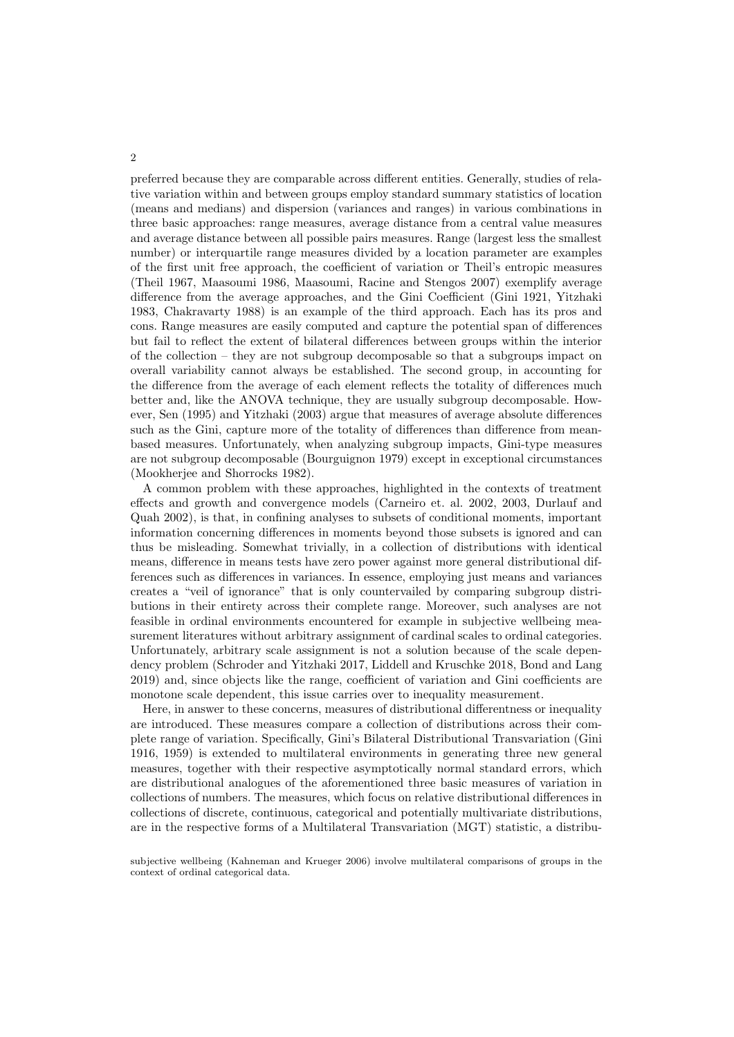preferred because they are comparable across different entities. Generally, studies of relative variation within and between groups employ standard summary statistics of location (means and medians) and dispersion (variances and ranges) in various combinations in three basic approaches: range measures, average distance from a central value measures and average distance between all possible pairs measures. Range (largest less the smallest number) or interquartile range measures divided by a location parameter are examples of the first unit free approach, the coefficient of variation or Theil's entropic measures (Theil 1967, Maasoumi 1986, Maasoumi, Racine and Stengos 2007) exemplify average difference from the average approaches, and the Gini Coefficient (Gini 1921, Yitzhaki 1983, Chakravarty 1988) is an example of the third approach. Each has its pros and cons. Range measures are easily computed and capture the potential span of differences but fail to reflect the extent of bilateral differences between groups within the interior of the collection – they are not subgroup decomposable so that a subgroups impact on overall variability cannot always be established. The second group, in accounting for the difference from the average of each element reflects the totality of differences much better and, like the ANOVA technique, they are usually subgroup decomposable. However, Sen (1995) and Yitzhaki (2003) argue that measures of average absolute differences such as the Gini, capture more of the totality of differences than difference from mean-based measures. Unfortunately, when analyzing subgroup impacts, Gini-type measures are not subgroup decomposable (Bourguignon 1979) except in exceptional circumstances (Mookherjee and Shorrocks 1982).

A common problem with these approaches, highlighted in the contexts of treatment effects and growth and convergence models (Carneiro et. al. 2002, 2003, Durlauf and Quah 2002), is that, in confining analyses to subsets of conditional moments, important information concerning differences in moments beyond those subsets is ignored and can thus be misleading. Somewhat trivially, in a collection of distributions with identical means, difference in means tests have zero power against more general distributional differences such as differences in variances. In essence, employing just means and variances creates a "veil of ignorance" that is only countervailed by comparing subgroup distributions in their entirety across their complete range. Moreover, such analyses are not feasible in ordinal environments encountered for example in subjective wellbeing measurement literatures without arbitrary assignment of cardinal scales to ordinal categories. Unfortunately, arbitrary scale assignment is not a solution because of the scale dependency problem (Schroder and Yitzhaki 2017, Liddell and Kruschke 2018, Bond and Lang 2019) and, since objects like the range, coefficient of variation and Gini coefficients are monotone scale dependent, this issue carries over to inequality measurement.

Here, in answer to these concerns, measures of distributional differentness or inequality are introduced. These measures compare a collection of distributions across their complete range of variation. Specifically, Gini's Bilateral Distributional Transvariation (Gini 1916, 1959) is extended to multilateral environments in generating three new general measures, together with their respective asymptotically normal standard errors, which are distributional analogues of the aforementioned three basic measures of variation in collections of numbers. The measures, which focus on relative distributional differences in collections of discrete, continuous, categorical and potentially multivariate distributions, are in the respective forms of a Multilateral Transvariation (MGT) statistic, a distribu-

subjective wellbeing (Kahneman and Krueger 2006) involve multilateral comparisons of groups in the context of ordinal categorical data.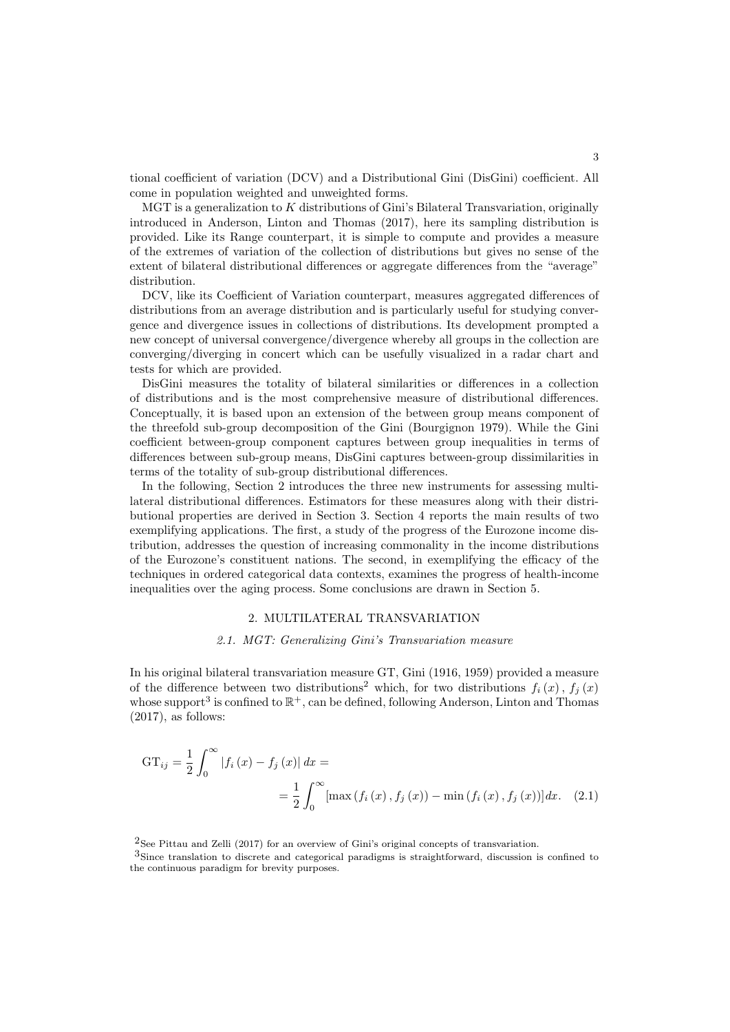tional coefficient of variation (DCV) and a Distributional Gini (DisGini) coefficient. All come in population weighted and unweighted forms.

MGT is a generalization to $K$ distributions of Gini's Bilateral Transvariation, originally introduced in Anderson, Linton and Thomas (2017), here its sampling distribution is provided. Like its Range counterpart, it is simple to compute and provides a measure of the extremes of variation of the collection of distributions but gives no sense of the extent of bilateral distributional differences or aggregate differences from the "average" distribution.

DCV, like its Coefficient of Variation counterpart, measures aggregated differences of distributions from an average distribution and is particularly useful for studying convergence and divergence issues in collections of distributions. Its development prompted a new concept of universal convergence/divergence whereby all groups in the collection are converging/diverging in concert which can be usefully visualized in a radar chart and tests for which are provided.

DisGini measures the totality of bilateral similarities or differences in a collection of distributions and is the most comprehensive measure of distributional differences. Conceptually, it is based upon an extension of the between group means component of the threefold sub-group decomposition of the Gini (Bourgignon 1979). While the Gini coefficient between-group component captures between group inequalities in terms of differences between sub-group means, DisGini captures between-group dissimilarities in terms of the totality of sub-group distributional differences.

In the following, Section 2 introduces the three new instruments for assessing multilateral distributional differences. Estimators for these measures along with their distributional properties are derived in Section 3. Section 4 reports the main results of two exemplifying applications. The first, a study of the progress of the Eurozone income distribution, addresses the question of increasing commonality in the income distributions of the Eurozone's constituent nations. The second, in exemplifying the efficacy of the techniques in ordered categorical data contexts, examines the progress of health-income inequalities over the aging process. Some conclusions are drawn in Section 5.

## 2. MULTILATERAL TRANSVARIATION

### *2.1. MGT: Generalizing Gini's Transvariation measure*

In his original bilateral transvariation measure GT, Gini (1916, 1959) provided a measure of the difference between two distributions[2] which, for two distributions $f_i(x)$, $f_j(x)$ whose support[3] is confined to $\mathbb{R}^+$, can be defined, following Anderson, Linton and Thomas (2017), as follows:

$$\mathrm{GT}_{ij} = \frac{1}{2}\int_0^{\infty} |f_i(x) - f_j(x)|\, dx = \frac{1}{2}\int_0^{\infty} [\max(f_i(x), f_j(x)) - \min(f_i(x), f_j(x))]\, dx. \quad (2.1)$$

[2] See Pittau and Zelli (2017) for an overview of Gini's original concepts of transvariation.

[3] Since translation to discrete and categorical paradigms is straightforward, discussion is confined to the continuous paradigm for brevity purposes.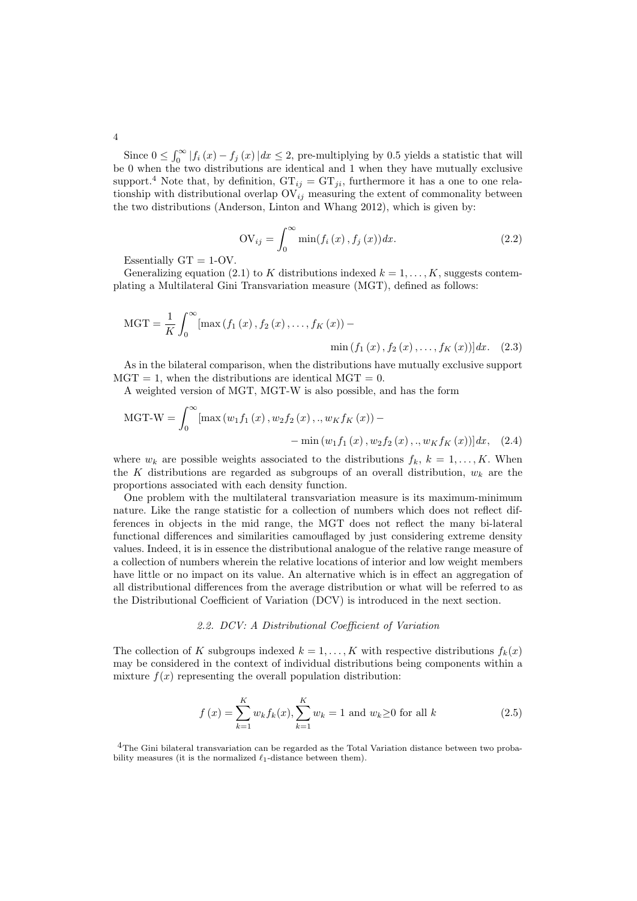Since $0 \leq \int_0^\infty |f_i(x) - f_j(x)| dx \leq 2$, pre-multiplying by 0.5 yields a statistic that will be 0 when the two distributions are identical and 1 when they have mutually exclusive support.[4] Note that, by definition, $\text{GT}_{ij} = \text{GT}_{ji}$, furthermore it has a one to one relationship with distributional overlap $\text{OV}_{ij}$ measuring the extent of commonality between the two distributions (Anderson, Linton and Whang 2012), which is given by:

$$\text{OV}_{ij} = \int_0^\infty \min(f_i(x), f_j(x)) dx. \tag{2.2}$$

Essentially GT = 1-OV.

Generalizing equation (2.1) to $K$ distributions indexed $k = 1, \ldots, K$, suggests contemplating a Multilateral Gini Transvariation measure (MGT), defined as follows:

$$\text{MGT} = \frac{1}{K} \int_0^\infty [\max(f_1(x), f_2(x), \ldots, f_K(x)) - \min(f_1(x), f_2(x), \ldots, f_K(x))] dx. \tag{2.3}$$

As in the bilateral comparison, when the distributions have mutually exclusive support MGT = 1, when the distributions are identical MGT = 0.

A weighted version of MGT, MGT-W is also possible, and has the form

$$\text{MGT-W} = \int_0^\infty [\max(w_1 f_1(x), w_2 f_2(x), .., w_K f_K(x)) - \min(w_1 f_1(x), w_2 f_2(x), .., w_K f_K(x))] dx, \tag{2.4}$$

where $w_k$ are possible weights associated to the distributions $f_k$, $k = 1, \ldots, K$. When the $K$ distributions are regarded as subgroups of an overall distribution, $w_k$ are the proportions associated with each density function.

One problem with the multilateral transvariation measure is its maximum-minimum nature. Like the range statistic for a collection of numbers which does not reflect differences in objects in the mid range, the MGT does not reflect the many bi-lateral functional differences and similarities camouflaged by just considering extreme density values. Indeed, it is in essence the distributional analogue of the relative range measure of a collection of numbers wherein the relative locations of interior and low weight members have little or no impact on its value. An alternative which is in effect an aggregation of all distributional differences from the average distribution or what will be referred to as the Distributional Coefficient of Variation (DCV) is introduced in the next section.

### 2.2. DCV: A Distributional Coefficient of Variation

The collection of $K$ subgroups indexed $k = 1, \ldots, K$ with respective distributions $f_k(x)$ may be considered in the context of individual distributions being components within a mixture $f(x)$ representing the overall population distribution:

$$f(x) = \sum_{k=1}^{K} w_k f_k(x), \sum_{k=1}^{K} w_k = 1 \text{ and } w_k \geq 0 \text{ for all } k \tag{2.5}$$

[4] The Gini bilateral transvariation can be regarded as the Total Variation distance between two probability measures (it is the normalized $\ell_1$-distance between them).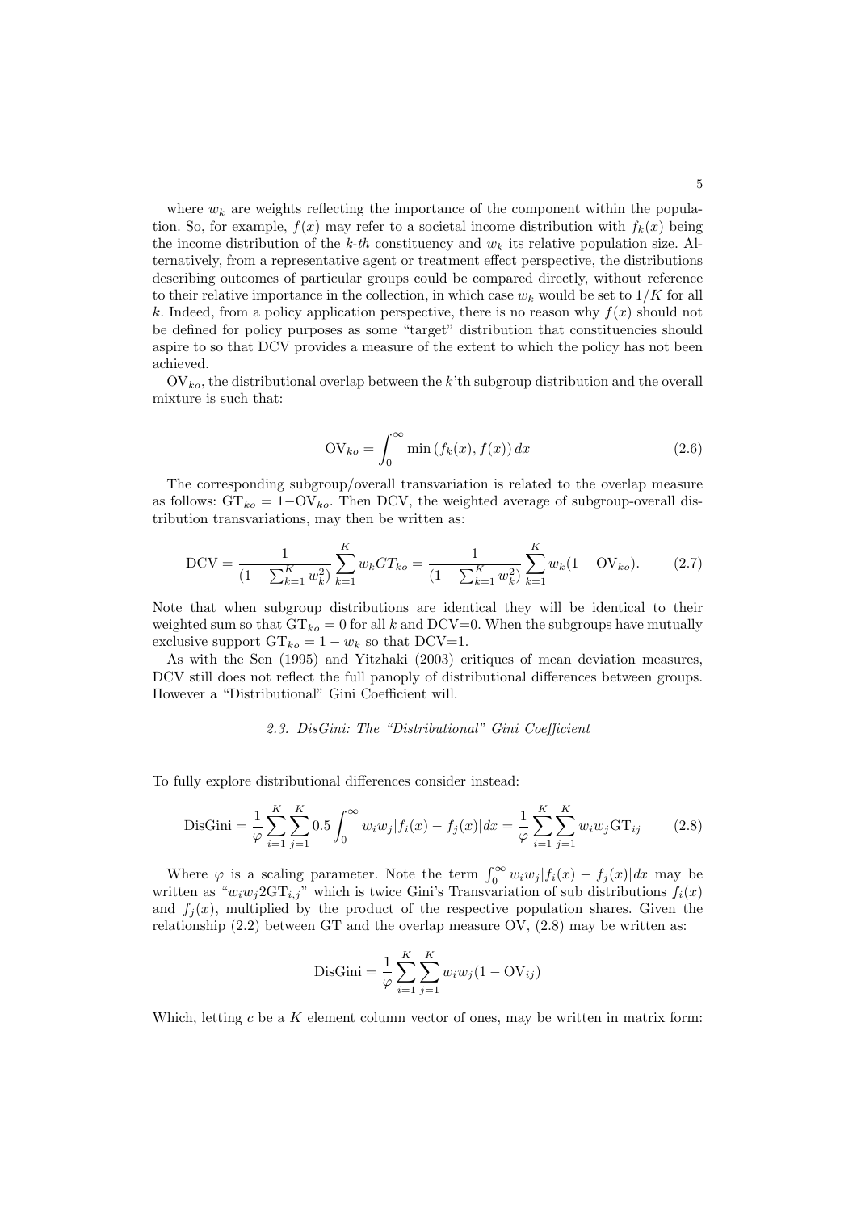where $w_k$ are weights reflecting the importance of the component within the population. So, for example, $f(x)$ may refer to a societal income distribution with $f_k(x)$ being the income distribution of the *k-th* constituency and $w_k$ its relative population size. Alternatively, from a representative agent or treatment effect perspective, the distributions describing outcomes of particular groups could be compared directly, without reference to their relative importance in the collection, in which case $w_k$ would be set to $1/K$ for all $k$. Indeed, from a policy application perspective, there is no reason why $f(x)$ should not be defined for policy purposes as some "target" distribution that constituencies should aspire to so that DCV provides a measure of the extent to which the policy has not been achieved.

$\mathrm{OV}_{ko}$, the distributional overlap between the $k$'th subgroup distribution and the overall mixture is such that:

$$\mathrm{OV}_{ko} = \int_0^\infty \min\left(f_k(x), f(x)\right) dx \tag{2.6}$$

The corresponding subgroup/overall transvariation is related to the overlap measure as follows: $\mathrm{GT}_{ko} = 1 - \mathrm{OV}_{ko}$. Then DCV, the weighted average of subgroup-overall distribution transvariations, may then be written as:

$$\mathrm{DCV} = \frac{1}{(1-\sum_{k=1}^K w_k^2)} \sum_{k=1}^K w_k GT_{ko} = \frac{1}{(1-\sum_{k=1}^K w_k^2)} \sum_{k=1}^K w_k (1 - \mathrm{OV}_{ko}). \tag{2.7}$$

Note that when subgroup distributions are identical they will be identical to their weighted sum so that $\mathrm{GT}_{ko} = 0$ for all $k$ and DCV=0. When the subgroups have mutually exclusive support $\mathrm{GT}_{ko} = 1 - w_k$ so that DCV=1.

As with the Sen (1995) and Yitzhaki (2003) critiques of mean deviation measures, DCV still does not reflect the full panoply of distributional differences between groups. However a "Distributional" Gini Coefficient will.

### *2.3. DisGini: The "Distributional" Gini Coefficient*

To fully explore distributional differences consider instead:

$$\mathrm{DisGini} = \frac{1}{\varphi} \sum_{i=1}^K \sum_{j=1}^K 0.5 \int_0^\infty w_i w_j |f_i(x) - f_j(x)| dx = \frac{1}{\varphi} \sum_{i=1}^K \sum_{j=1}^K w_i w_j \mathrm{GT}_{ij} \tag{2.8}$$

Where $\varphi$ is a scaling parameter. Note the term $\int_0^\infty w_i w_j |f_i(x) - f_j(x)| dx$ may be written as "$w_i w_j 2\mathrm{GT}_{i,j}$" which is twice Gini's Transvariation of sub distributions $f_i(x)$ and $f_j(x)$, multiplied by the product of the respective population shares. Given the relationship (2.2) between GT and the overlap measure OV, (2.8) may be written as:

$$\mathrm{DisGini} = \frac{1}{\varphi} \sum_{i=1}^K \sum_{j=1}^K w_i w_j (1 - \mathrm{OV}_{ij})$$

Which, letting $c$ be a $K$ element column vector of ones, may be written in matrix form: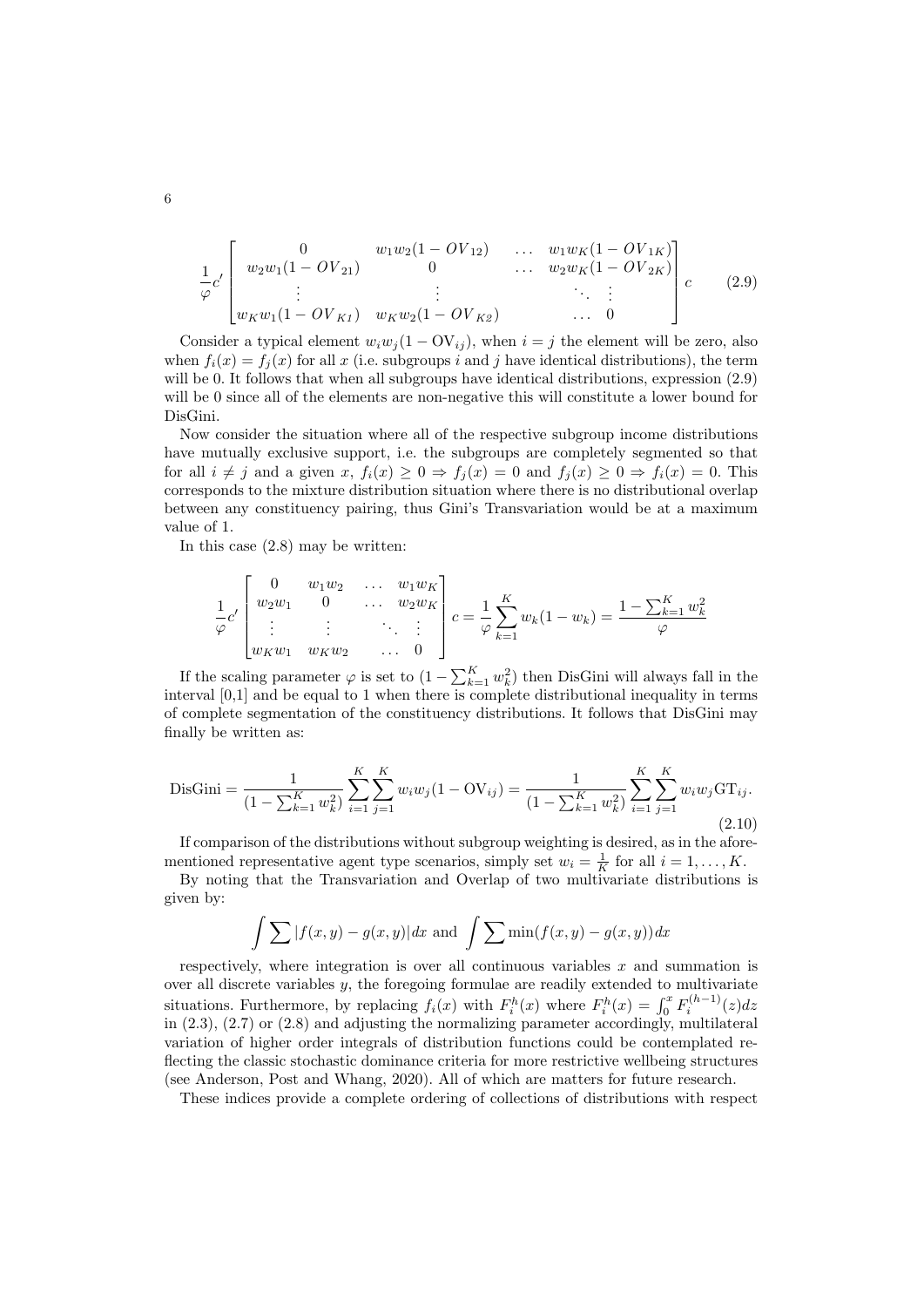$$\frac{1}{\varphi}c'\begin{bmatrix} 0 & w_1w_2(1-OV_{12}) & \dots & w_1w_K(1-OV_{1K}) \\ w_2w_1(1-OV_{21}) & 0 & \dots & w_2w_K(1-OV_{2K}) \\ \vdots & \vdots & \ddots & \vdots \\ w_Kw_1(1-OV_{K1}) & w_Kw_2(1-OV_{K2}) & \dots & 0 \end{bmatrix} c \tag{2.9}$$

Consider a typical element $w_iw_j(1-\text{OV}_{ij})$, when $i=j$ the element will be zero, also when $f_i(x) = f_j(x)$ for all $x$ (i.e. subgroups $i$ and $j$ have identical distributions), the term will be 0. It follows that when all subgroups have identical distributions, expression (2.9) will be 0 since all of the elements are non-negative this will constitute a lower bound for DisGini.

Now consider the situation where all of the respective subgroup income distributions have mutually exclusive support, i.e. the subgroups are completely segmented so that for all $i \neq j$ and a given $x$, $f_i(x) \geq 0 \Rightarrow f_j(x) = 0$ and $f_j(x) \geq 0 \Rightarrow f_i(x) = 0$. This corresponds to the mixture distribution situation where there is no distributional overlap between any constituency pairing, thus Gini's Transvariation would be at a maximum value of 1.

In this case (2.8) may be written:

$$\frac{1}{\varphi}c'\begin{bmatrix} 0 & w_1w_2 & \dots & w_1w_K \\ w_2w_1 & 0 & \dots & w_2w_K \\ \vdots & \vdots & \ddots & \vdots \\ w_Kw_1 & w_Kw_2 & \dots & 0 \end{bmatrix} c = \frac{1}{\varphi}\sum_{k=1}^{K} w_k(1-w_k) = \frac{1-\sum_{k=1}^{K} w_k^2}{\varphi}$$

If the scaling parameter $\varphi$ is set to $(1-\sum_{k=1}^{K} w_k^2)$ then DisGini will always fall in the interval [0,1] and be equal to 1 when there is complete distributional inequality in terms of complete segmentation of the constituency distributions. It follows that DisGini may finally be written as:

$$\text{DisGini} = \frac{1}{(1-\sum_{k=1}^{K} w_k^2)}\sum_{i=1}^{K}\sum_{j=1}^{K} w_iw_j(1-\text{OV}_{ij}) = \frac{1}{(1-\sum_{k=1}^{K} w_k^2)}\sum_{i=1}^{K}\sum_{j=1}^{K} w_iw_j\text{GT}_{ij}. \tag{2.10}$$

If comparison of the distributions without subgroup weighting is desired, as in the aforementioned representative agent type scenarios, simply set $w_i = \frac{1}{K}$ for all $i = 1, \dots, K$.

By noting that the Transvariation and Overlap of two multivariate distributions is given by:

$$\int \sum |f(x,y) - g(x,y)| dx \text{ and } \int \sum \min(f(x,y) - g(x,y)) dx$$

respectively, where integration is over all continuous variables $x$ and summation is over all discrete variables $y$, the foregoing formulae are readily extended to multivariate situations. Furthermore, by replacing $f_i(x)$ with $F_i^h(x)$ where $F_i^h(x) = \int_0^x F_i^{(h-1)}(z)dz$ in (2.3), (2.7) or (2.8) and adjusting the normalizing parameter accordingly, multilateral variation of higher order integrals of distribution functions could be contemplated reflecting the classic stochastic dominance criteria for more restrictive wellbeing structures (see Anderson, Post and Whang, 2020). All of which are matters for future research.

These indices provide a complete ordering of collections of distributions with respect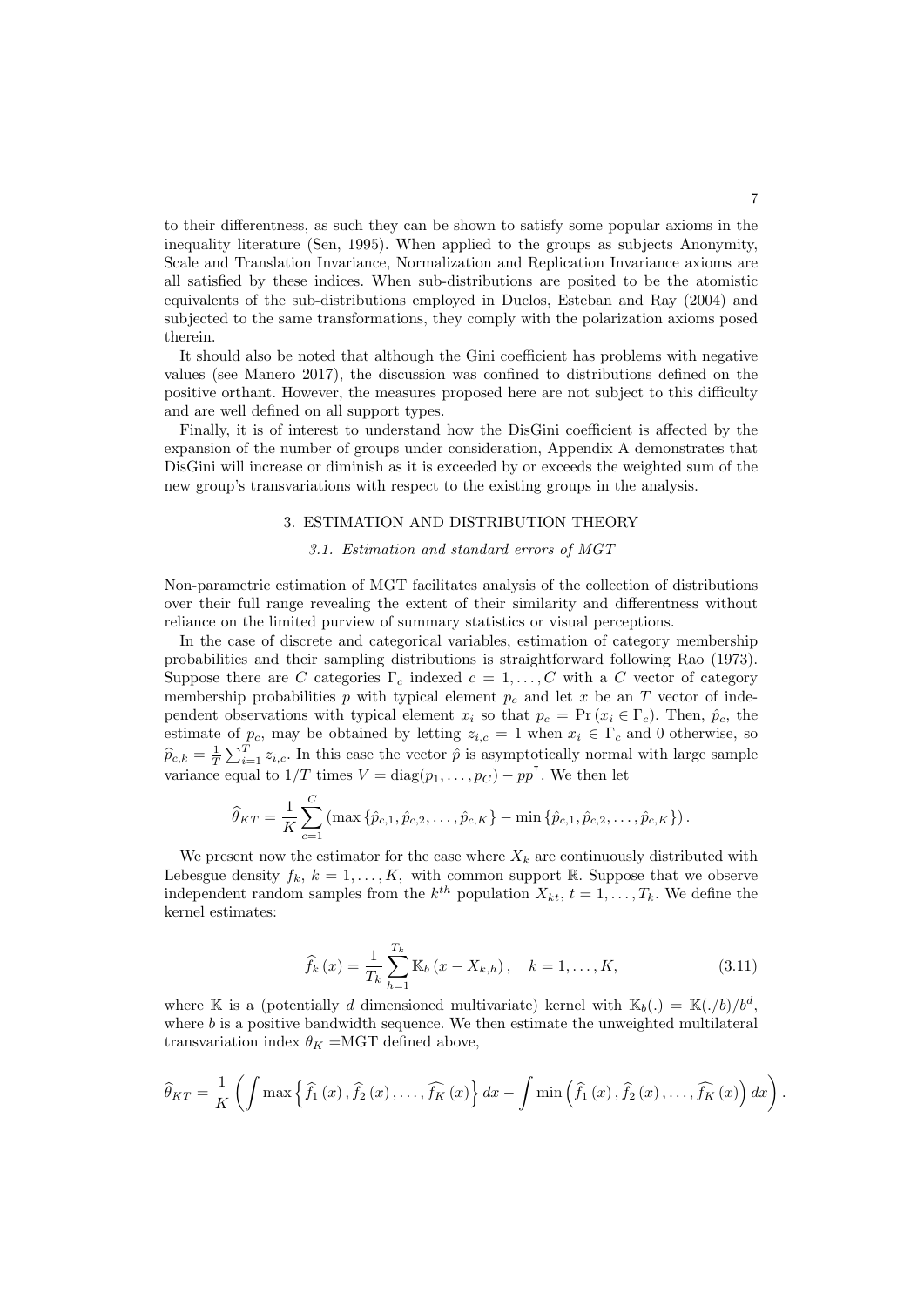to their differentness, as such they can be shown to satisfy some popular axioms in the inequality literature (Sen, 1995). When applied to the groups as subjects Anonymity, Scale and Translation Invariance, Normalization and Replication Invariance axioms are all satisfied by these indices. When sub-distributions are posited to be the atomistic equivalents of the sub-distributions employed in Duclos, Esteban and Ray (2004) and subjected to the same transformations, they comply with the polarization axioms posed therein.

It should also be noted that although the Gini coefficient has problems with negative values (see Manero 2017), the discussion was confined to distributions defined on the positive orthant. However, the measures proposed here are not subject to this difficulty and are well defined on all support types.

Finally, it is of interest to understand how the DisGini coefficient is affected by the expansion of the number of groups under consideration, Appendix A demonstrates that DisGini will increase or diminish as it is exceeded by or exceeds the weighted sum of the new group's transvariations with respect to the existing groups in the analysis.

## 3. ESTIMATION AND DISTRIBUTION THEORY

### *3.1. Estimation and standard errors of MGT*

Non-parametric estimation of MGT facilitates analysis of the collection of distributions over their full range revealing the extent of their similarity and differentness without reliance on the limited purview of summary statistics or visual perceptions.

In the case of discrete and categorical variables, estimation of category membership probabilities and their sampling distributions is straightforward following Rao (1973). Suppose there are $C$ categories $\Gamma_c$ indexed $c = 1, \ldots, C$ with a $C$ vector of category membership probabilities $p$ with typical element $p_c$ and let $x$ be an $T$ vector of independent observations with typical element $x_i$ so that $p_c = \Pr(x_i \in \Gamma_c)$. Then, $\hat{p}_c$, the estimate of $p_c$, may be obtained by letting $z_{i,c} = 1$ when $x_i \in \Gamma_c$ and 0 otherwise, so $\widehat{p}_{c,k} = \frac{1}{T}\sum_{i=1}^{T} z_{i,c}$. In this case the vector $\hat{p}$ is asymptotically normal with large sample variance equal to $1/T$ times $V = \operatorname{diag}(p_1, \ldots, p_C) - pp^{\intercal}$. We then let

$$\widehat{\theta}_{KT} = \frac{1}{K}\sum_{c=1}^{C}\left(\max\left\{\hat{p}_{c,1}, \hat{p}_{c,2}, \ldots, \hat{p}_{c,K}\right\} - \min\left\{\hat{p}_{c,1}, \hat{p}_{c,2}, \ldots, \hat{p}_{c,K}\right\}\right).$$

We present now the estimator for the case where $X_k$ are continuously distributed with Lebesgue density $f_k$, $k = 1, \ldots, K$, with common support $\mathbb{R}$. Suppose that we observe independent random samples from the $k^{th}$ population $X_{kt}$, $t = 1, \ldots, T_k$. We define the kernel estimates:

$$\widehat{f}_k(x) = \frac{1}{T_k}\sum_{h=1}^{T_k} \mathbb{K}_b\left(x - X_{k,h}\right), \quad k = 1, \ldots, K, \tag{3.11}$$

where $\mathbb{K}$ is a (potentially $d$ dimensioned multivariate) kernel with $\mathbb{K}_b(.) = \mathbb{K}(./b)/b^d$, where $b$ is a positive bandwidth sequence. We then estimate the unweighted multilateral transvariation index $\theta_K$ =MGT defined above,

$$\widehat{\theta}_{KT} = \frac{1}{K}\left(\int \max\left\{\widehat{f}_1(x), \widehat{f}_2(x), \ldots, \widehat{f_K}(x)\right\} dx - \int \min\left(\widehat{f}_1(x), \widehat{f}_2(x), \ldots, \widehat{f_K}(x)\right) dx\right).$$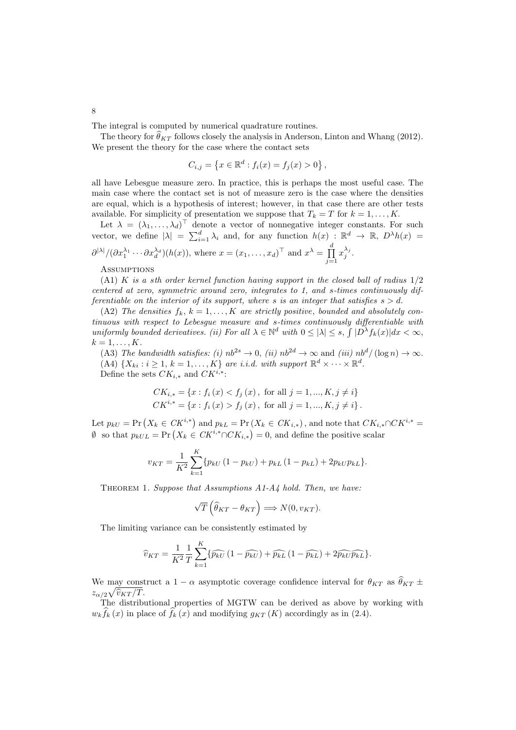The integral is computed by numerical quadrature routines.

The theory for $\widehat{\theta}_{KT}$ follows closely the analysis in Anderson, Linton and Whang (2012). We present the theory for the case where the contact sets

$$C_{i,j} = \left\{x \in \mathbb{R}^d : f_i(x) = f_j(x) > 0\right\},$$

all have Lebesgue measure zero. In practice, this is perhaps the most useful case. The main case where the contact set is not of measure zero is the case where the densities are equal, which is a hypothesis of interest; however, in that case there are other tests available. For simplicity of presentation we suppose that $T_k = T$ for $k = 1, \ldots, K$.

Let $\lambda = (\lambda_1, \ldots, \lambda_d)^\top$ denote a vector of nonnegative integer constants. For such vector, we define $|\lambda| = \sum_{i=1}^d \lambda_i$ and, for any function $h(x) : \mathbb{R}^d \to \mathbb{R}$, $D^\lambda h(x) = \partial^{|\lambda|}/(\partial x_1^{\lambda_1} \cdots \partial x_d^{\lambda_d})(h(x))$, where $x = (x_1, \ldots, x_d)^\top$ and $x^\lambda = \prod_{j=1}^d x_j^{\lambda_j}$.

Assumptions

(A1) *$K$ is a sth order kernel function having support in the closed ball of radius 1/2 centered at zero, symmetric around zero, integrates to 1, and s-times continuously differentiable on the interior of its support, where s is an integer that satisfies $s > d$.*

(A2) *The densities $f_k$, $k = 1, \ldots, K$ are strictly positive, bounded and absolutely continuous with respect to Lebesgue measure and s-times continuously differentiable with uniformly bounded derivatives. (ii) For all $\lambda \in \mathbb{N}^d$ with $0 \leq |\lambda| \leq s$, $\int |D^\lambda f_k(x)| dx < \infty$, $k = 1, \ldots, K$.*

(A3) *The bandwidth satisfies: (i) $nb^{2s} \to 0$, (ii) $nb^{2d} \to \infty$ and (iii) $nb^d/(\log n) \to \infty$.*

(A4) *$\{X_{ki} : i \geq 1,\, k = 1, \ldots, K\}$ are i.i.d. with support $\mathbb{R}^d \times \cdots \times \mathbb{R}^d$.*

Define the sets $CK_{i,*}$ and $CK^{i,*}$:

$$CK_{i,*} = \{x : f_i(x) < f_j(x),\ \text{for all } j = 1, ..., K, j \neq i\}$$
$$CK^{i,*} = \{x : f_i(x) > f_j(x),\ \text{for all } j = 1, ..., K, j \neq i\}.$$

Let $p_{kU} = \Pr\left(X_k \in CK^{i,*}\right)$ and $p_{kL} = \Pr\left(X_k \in CK_{i,*}\right)$, and note that $CK_{i,*} \cap CK^{i,*} = \emptyset$ so that $p_{kUL} = \Pr\left(X_k \in CK^{i,*} \cap CK_{i,*}\right) = 0$, and define the positive scalar

$$v_{KT} = \frac{1}{K^2} \sum_{k=1}^K \{p_{kU}(1 - p_{kU}) + p_{kL}(1 - p_{kL}) + 2p_{kU}p_{kL}\}.$$

Theorem 1. *Suppose that Assumptions A1-A4 hold. Then, we have:*

$$\sqrt{T}\left(\widehat{\theta}_{KT} - \theta_{KT}\right) \Longrightarrow N(0, v_{KT}).$$

The limiting variance can be consistently estimated by

$$\widehat{v}_{KT} = \frac{1}{K^2}\frac{1}{T} \sum_{k=1}^K \{\widehat{p_{kU}}(1 - \widehat{p_{kU}}) + \widehat{p_{kL}}(1 - \widehat{p_{kL}}) + 2\widehat{p_{kU}}\widehat{p_{kL}}\}.$$

We may construct a $1 - \alpha$ asymptotic coverage confidence interval for $\theta_{KT}$ as $\widehat{\theta}_{KT} \pm z_{\alpha/2}\sqrt{\widehat{v}_{KT}/T}$.

The distributional properties of MGTW can be derived as above by working with $w_k \widehat{f}_k(x)$ in place of $\widehat{f}_k(x)$ and modifying $g_{KT}(K)$ accordingly as in (2.4).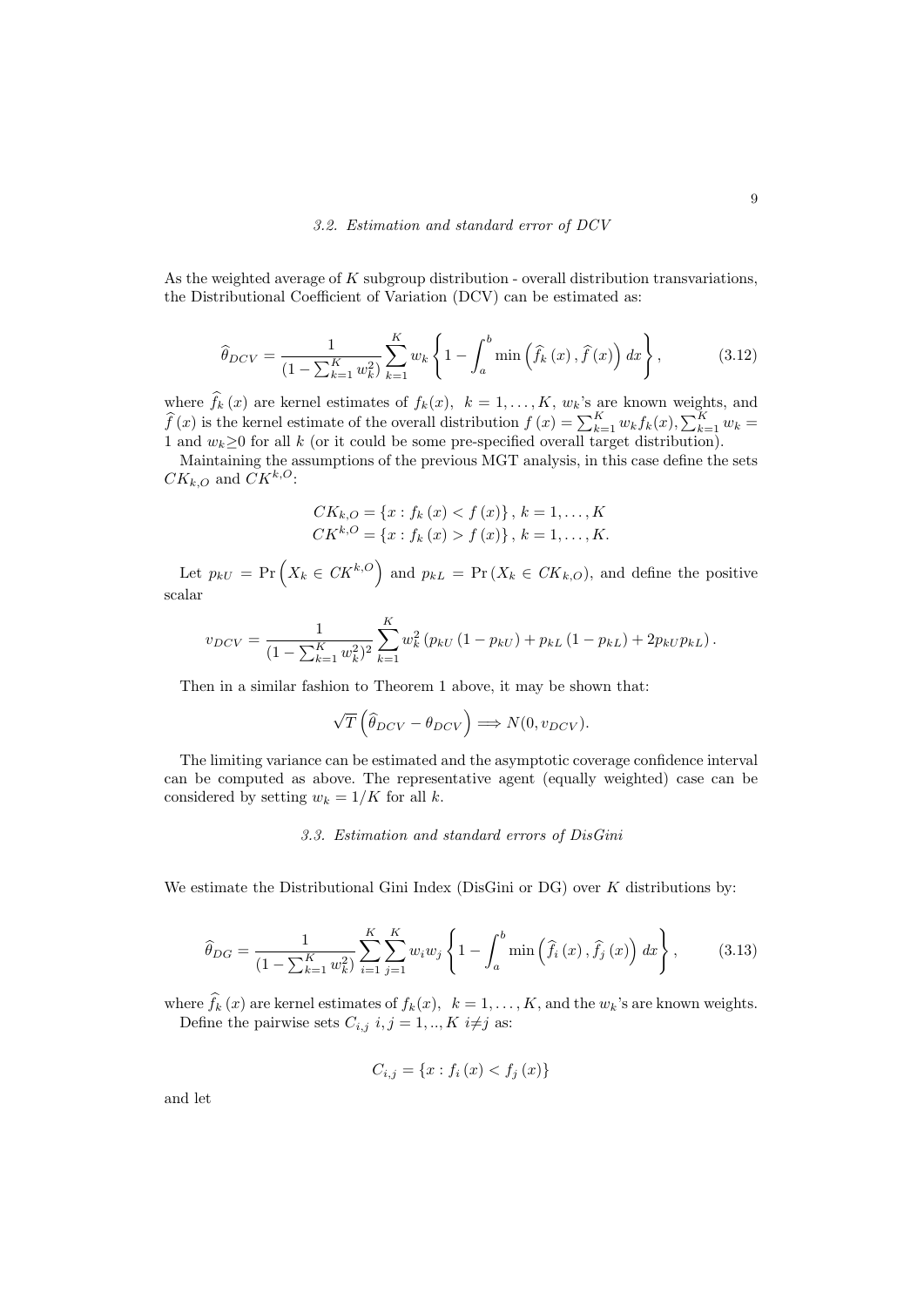### 3.2. Estimation and standard error of DCV

As the weighted average of $K$ subgroup distribution - overall distribution transvariations, the Distributional Coefficient of Variation (DCV) can be estimated as:

$$\widehat{\theta}_{DCV} = \frac{1}{(1 - \sum_{k=1}^{K} w_k^2)} \sum_{k=1}^{K} w_k \left\{ 1 - \int_a^b \min\left(\widehat{f}_k(x), \widehat{f}(x)\right) dx \right\}, \tag{3.12}$$

where $\widehat{f}_k(x)$ are kernel estimates of $f_k(x)$, $k = 1, \ldots, K$, $w_k$'s are known weights, and $\widehat{f}(x)$ is the kernel estimate of the overall distribution $f(x) = \sum_{k=1}^{K} w_k f_k(x), \sum_{k=1}^{K} w_k = 1$ and $w_k \geq 0$ for all $k$ (or it could be some pre-specified overall target distribution).

Maintaining the assumptions of the previous MGT analysis, in this case define the sets $CK_{k,O}$ and $CK^{k,O}$:

$$CK_{k,O} = \{x : f_k(x) < f(x)\}, \, k = 1, \ldots, K$$
$$CK^{k,O} = \{x : f_k(x) > f(x)\}, \, k = 1, \ldots, K.$$

Let $p_{kU} = \Pr\left(X_k \in CK^{k,O}\right)$ and $p_{kL} = \Pr(X_k \in CK_{k,O})$, and define the positive scalar

$$v_{DCV} = \frac{1}{(1 - \sum_{k=1}^{K} w_k^2)^2} \sum_{k=1}^{K} w_k^2 \left(p_{kU}(1 - p_{kU}) + p_{kL}(1 - p_{kL}) + 2p_{kU}p_{kL}\right).$$

Then in a similar fashion to Theorem 1 above, it may be shown that:

$$\sqrt{T}\left(\widehat{\theta}_{DCV} - \theta_{DCV}\right) \Longrightarrow N(0, v_{DCV}).$$

The limiting variance can be estimated and the asymptotic coverage confidence interval can be computed as above. The representative agent (equally weighted) case can be considered by setting $w_k = 1/K$ for all $k$.

### 3.3. Estimation and standard errors of DisGini

We estimate the Distributional Gini Index (DisGini or DG) over $K$ distributions by:

$$\widehat{\theta}_{DG} = \frac{1}{(1 - \sum_{k=1}^{K} w_k^2)} \sum_{i=1}^{K} \sum_{j=1}^{K} w_i w_j \left\{ 1 - \int_a^b \min\left(\widehat{f}_i(x), \widehat{f}_j(x)\right) dx \right\}, \tag{3.13}$$

where $\widehat{f}_k(x)$ are kernel estimates of $f_k(x)$, $k = 1, \ldots, K$, and the $w_k$'s are known weights.

Define the pairwise sets $C_{i,j}$ $i, j = 1, .., K$ $i \neq j$ as:

$$C_{i,j} = \{x : f_i(x) < f_j(x)\}$$

and let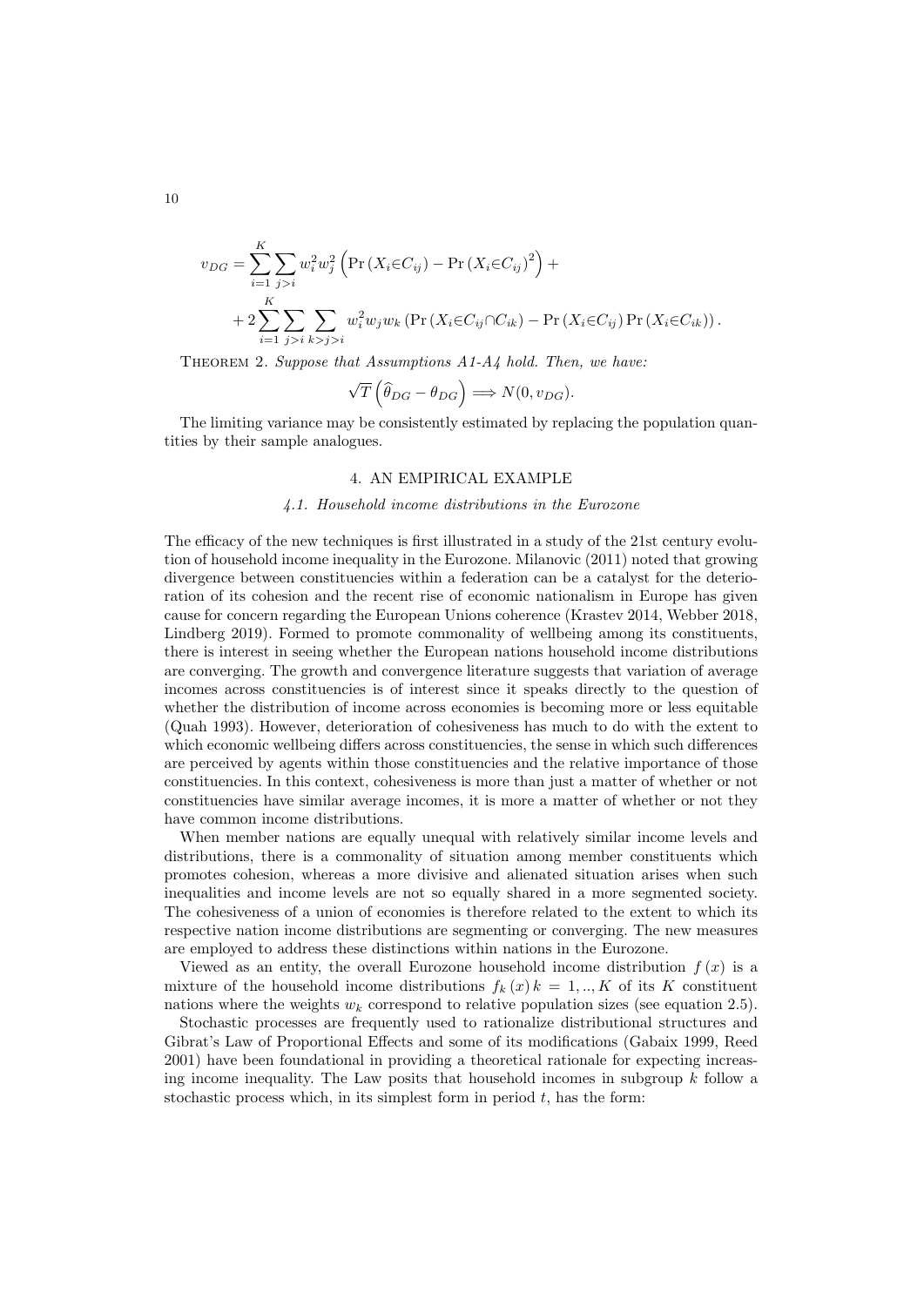$$
\begin{aligned}
v_{DG} = & \sum_{i=1}^{K}\sum_{j>i} w_i^2 w_j^2 \left(\Pr\left(X_i{\in}C_{ij}\right) - \Pr\left(X_i{\in}C_{ij}\right)^2\right) + \\
& + 2\sum_{i=1}^{K}\sum_{j>i}\sum_{k>j>i} w_i^2 w_j w_k \left(\Pr\left(X_i{\in}C_{ij}{\cap}C_{ik}\right) - \Pr\left(X_i{\in}C_{ij}\right)\Pr\left(X_i{\in}C_{ik}\right)\right).
\end{aligned}
$$

Theorem 2. *Suppose that Assumptions A1-A4 hold. Then, we have:*

$$
\sqrt{T}\left(\widehat{\theta}_{DG} - \theta_{DG}\right) \Longrightarrow N(0, v_{DG}).
$$

The limiting variance may be consistently estimated by replacing the population quantities by their sample analogues.

## 4. AN EMPIRICAL EXAMPLE

### *4.1. Household income distributions in the Eurozone*

The efficacy of the new techniques is first illustrated in a study of the 21st century evolution of household income inequality in the Eurozone. Milanovic (2011) noted that growing divergence between constituencies within a federation can be a catalyst for the deterioration of its cohesion and the recent rise of economic nationalism in Europe has given cause for concern regarding the European Unions coherence (Krastev 2014, Webber 2018, Lindberg 2019). Formed to promote commonality of wellbeing among its constituents, there is interest in seeing whether the European nations household income distributions are converging. The growth and convergence literature suggests that variation of average incomes across constituencies is of interest since it speaks directly to the question of whether the distribution of income across economies is becoming more or less equitable (Quah 1993). However, deterioration of cohesiveness has much to do with the extent to which economic wellbeing differs across constituencies, the sense in which such differences are perceived by agents within those constituencies and the relative importance of those constituencies. In this context, cohesiveness is more than just a matter of whether or not constituencies have similar average incomes, it is more a matter of whether or not they have common income distributions.

When member nations are equally unequal with relatively similar income levels and distributions, there is a commonality of situation among member constituents which promotes cohesion, whereas a more divisive and alienated situation arises when such inequalities and income levels are not so equally shared in a more segmented society. The cohesiveness of a union of economies is therefore related to the extent to which its respective nation income distributions are segmenting or converging. The new measures are employed to address these distinctions within nations in the Eurozone.

Viewed as an entity, the overall Eurozone household income distribution $f(x)$ is a mixture of the household income distributions $f_k(x)\, k = 1, .., K$ of its $K$ constituent nations where the weights $w_k$ correspond to relative population sizes (see equation 2.5).

Stochastic processes are frequently used to rationalize distributional structures and Gibrat's Law of Proportional Effects and some of its modifications (Gabaix 1999, Reed 2001) have been foundational in providing a theoretical rationale for expecting increasing income inequality. The Law posits that household incomes in subgroup $k$ follow a stochastic process which, in its simplest form in period $t$, has the form: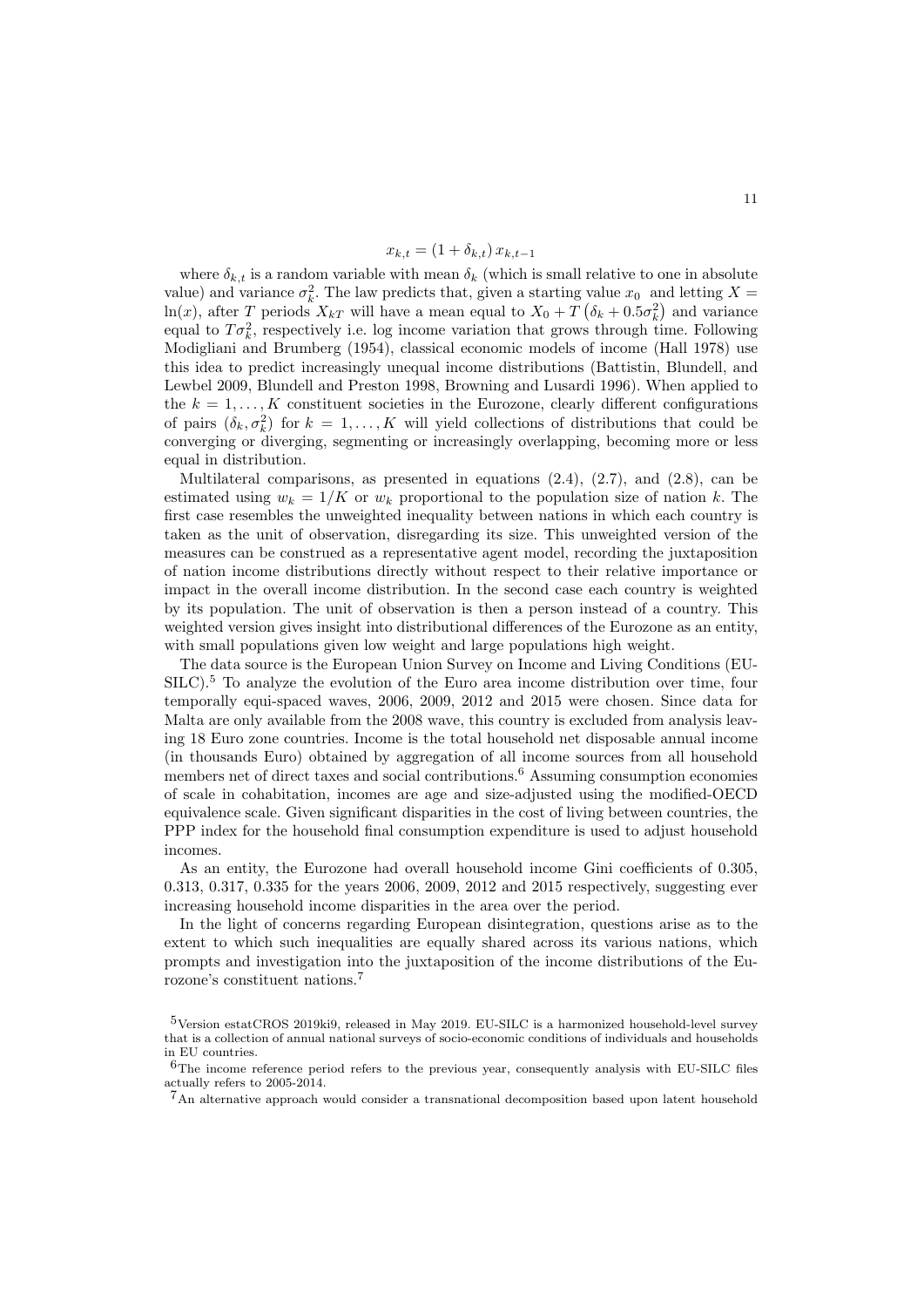$$x_{k,t} = (1 + \delta_{k,t})\, x_{k,t-1}$$

where $\delta_{k,t}$ is a random variable with mean $\delta_k$ (which is small relative to one in absolute value) and variance $\sigma_k^2$. The law predicts that, given a starting value $x_0$ and letting $X = \ln(x)$, after $T$ periods $X_{kT}$ will have a mean equal to $X_0 + T\left(\delta_k + 0.5\sigma_k^2\right)$ and variance equal to $T\sigma_k^2$, respectively i.e. log income variation that grows through time. Following Modigliani and Brumberg (1954), classical economic models of income (Hall 1978) use this idea to predict increasingly unequal income distributions (Battistin, Blundell, and Lewbel 2009, Blundell and Preston 1998, Browning and Lusardi 1996). When applied to the $k = 1, \ldots, K$ constituent societies in the Eurozone, clearly different configurations of pairs $(\delta_k, \sigma_k^2)$ for $k = 1, \ldots, K$ will yield collections of distributions that could be converging or diverging, segmenting or increasingly overlapping, becoming more or less equal in distribution.

Multilateral comparisons, as presented in equations (2.4), (2.7), and (2.8), can be estimated using $w_k = 1/K$ or $w_k$ proportional to the population size of nation $k$. The first case resembles the unweighted inequality between nations in which each country is taken as the unit of observation, disregarding its size. This unweighted version of the measures can be construed as a representative agent model, recording the juxtaposition of nation income distributions directly without respect to their relative importance or impact in the overall income distribution. In the second case each country is weighted by its population. The unit of observation is then a person instead of a country. This weighted version gives insight into distributional differences of the Eurozone as an entity, with small populations given low weight and large populations high weight.

The data source is the European Union Survey on Income and Living Conditions (EU-SILC).[5] To analyze the evolution of the Euro area income distribution over time, four temporally equi-spaced waves, 2006, 2009, 2012 and 2015 were chosen. Since data for Malta are only available from the 2008 wave, this country is excluded from analysis leaving 18 Euro zone countries. Income is the total household net disposable annual income (in thousands Euro) obtained by aggregation of all income sources from all household members net of direct taxes and social contributions.[6] Assuming consumption economies of scale in cohabitation, incomes are age and size-adjusted using the modified-OECD equivalence scale. Given significant disparities in the cost of living between countries, the PPP index for the household final consumption expenditure is used to adjust household incomes.

As an entity, the Eurozone had overall household income Gini coefficients of 0.305, 0.313, 0.317, 0.335 for the years 2006, 2009, 2012 and 2015 respectively, suggesting ever increasing household income disparities in the area over the period.

In the light of concerns regarding European disintegration, questions arise as to the extent to which such inequalities are equally shared across its various nations, which prompts and investigation into the juxtaposition of the income distributions of the Eurozone's constituent nations.[7]

[5] Version estatCROS 2019ki9, released in May 2019. EU-SILC is a harmonized household-level survey that is a collection of annual national surveys of socio-economic conditions of individuals and households in EU countries.

[6] The income reference period refers to the previous year, consequently analysis with EU-SILC files actually refers to 2005-2014.

[7] An alternative approach would consider a transnational decomposition based upon latent household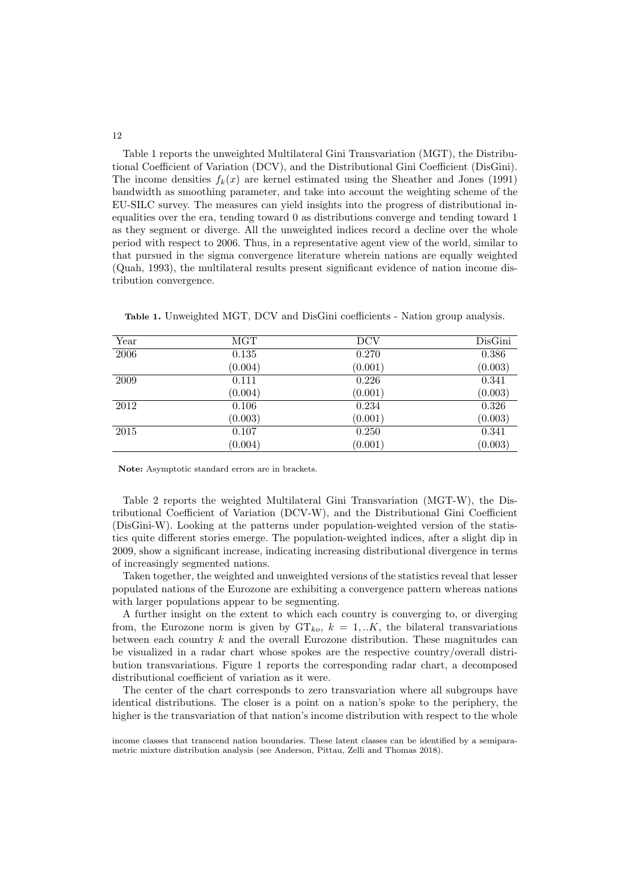Table 1 reports the unweighted Multilateral Gini Transvariation (MGT), the Distributional Coefficient of Variation (DCV), and the Distributional Gini Coefficient (DisGini). The income densities $f_k(x)$ are kernel estimated using the Sheather and Jones (1991) bandwidth as smoothing parameter, and take into account the weighting scheme of the EU-SILC survey. The measures can yield insights into the progress of distributional inequalities over the era, tending toward 0 as distributions converge and tending toward 1 as they segment or diverge. All the unweighted indices record a decline over the whole period with respect to 2006. Thus, in a representative agent view of the world, similar to that pursued in the sigma convergence literature wherein nations are equally weighted (Quah, 1993), the multilateral results present significant evidence of nation income distribution convergence.

**Table 1.** Unweighted MGT, DCV and DisGini coefficients - Nation group analysis.

| Year | MGT | DCV | DisGini |
|---|---|---|---|
| 2006 | 0.135 | 0.270 | 0.386 |
| | (0.004) | (0.001) | (0.003) |
| 2009 | 0.111 | 0.226 | 0.341 |
| | (0.004) | (0.001) | (0.003) |
| 2012 | 0.106 | 0.234 | 0.326 |
| | (0.003) | (0.001) | (0.003) |
| 2015 | 0.107 | 0.250 | 0.341 |
| | (0.004) | (0.001) | (0.003) |

**Note:** Asymptotic standard errors are in brackets.

Table 2 reports the weighted Multilateral Gini Transvariation (MGT-W), the Distributional Coefficient of Variation (DCV-W), and the Distributional Gini Coefficient (DisGini-W). Looking at the patterns under population-weighted version of the statistics quite different stories emerge. The population-weighted indices, after a slight dip in 2009, show a significant increase, indicating increasing distributional divergence in terms of increasingly segmented nations.

Taken together, the weighted and unweighted versions of the statistics reveal that lesser populated nations of the Eurozone are exhibiting a convergence pattern whereas nations with larger populations appear to be segmenting.

A further insight on the extent to which each country is converging to, or diverging from, the Eurozone norm is given by $\mathrm{GT}_{ko}$, $k = 1,..K$, the bilateral transvariations between each country $k$ and the overall Eurozone distribution. These magnitudes can be visualized in a radar chart whose spokes are the respective country/overall distribution transvariations. Figure 1 reports the corresponding radar chart, a decomposed distributional coefficient of variation as it were.

The center of the chart corresponds to zero transvariation where all subgroups have identical distributions. The closer is a point on a nation's spoke to the periphery, the higher is the transvariation of that nation's income distribution with respect to the whole

income classes that transcend nation boundaries. These latent classes can be identified by a semiparametric mixture distribution analysis (see Anderson, Pittau, Zelli and Thomas 2018).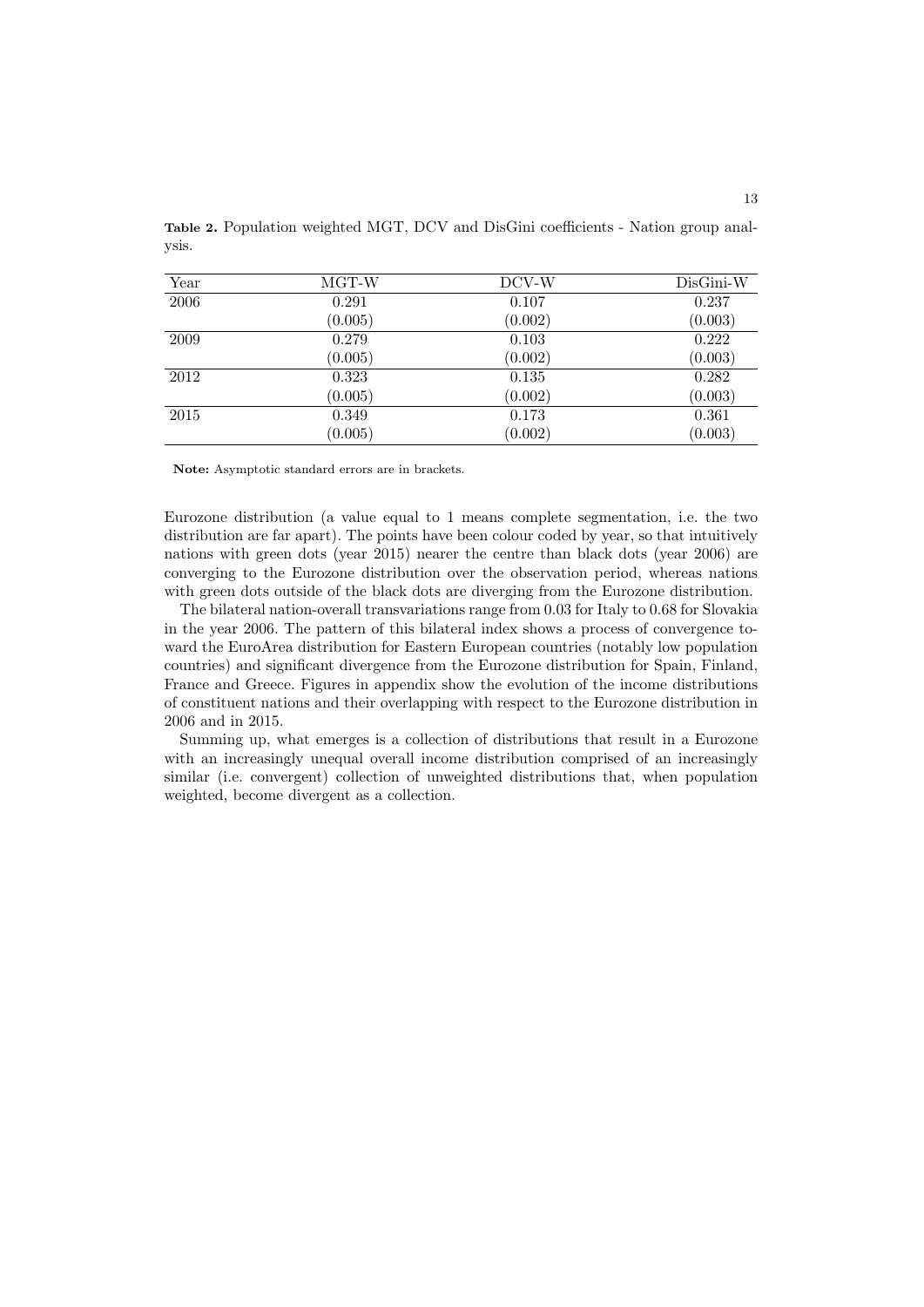**Table 2.** Population weighted MGT, DCV and DisGini coefficients - Nation group analysis.

| Year | MGT-W | DCV-W | DisGini-W |
|---|---|---|---|
| 2006 | 0.291 | 0.107 | 0.237 |
| | (0.005) | (0.002) | (0.003) |
| 2009 | 0.279 | 0.103 | 0.222 |
| | (0.005) | (0.002) | (0.003) |
| 2012 | 0.323 | 0.135 | 0.282 |
| | (0.005) | (0.002) | (0.003) |
| 2015 | 0.349 | 0.173 | 0.361 |
| | (0.005) | (0.002) | (0.003) |

**Note:** Asymptotic standard errors are in brackets.

Eurozone distribution (a value equal to 1 means complete segmentation, i.e. the two distribution are far apart). The points have been colour coded by year, so that intuitively nations with green dots (year 2015) nearer the centre than black dots (year 2006) are converging to the Eurozone distribution over the observation period, whereas nations with green dots outside of the black dots are diverging from the Eurozone distribution.

The bilateral nation-overall transvariations range from 0.03 for Italy to 0.68 for Slovakia in the year 2006. The pattern of this bilateral index shows a process of convergence toward the EuroArea distribution for Eastern European countries (notably low population countries) and significant divergence from the Eurozone distribution for Spain, Finland, France and Greece. Figures in appendix show the evolution of the income distributions of constituent nations and their overlapping with respect to the Eurozone distribution in 2006 and in 2015.

Summing up, what emerges is a collection of distributions that result in a Eurozone with an increasingly unequal overall income distribution comprised of an increasingly similar (i.e. convergent) collection of unweighted distributions that, when population weighted, become divergent as a collection.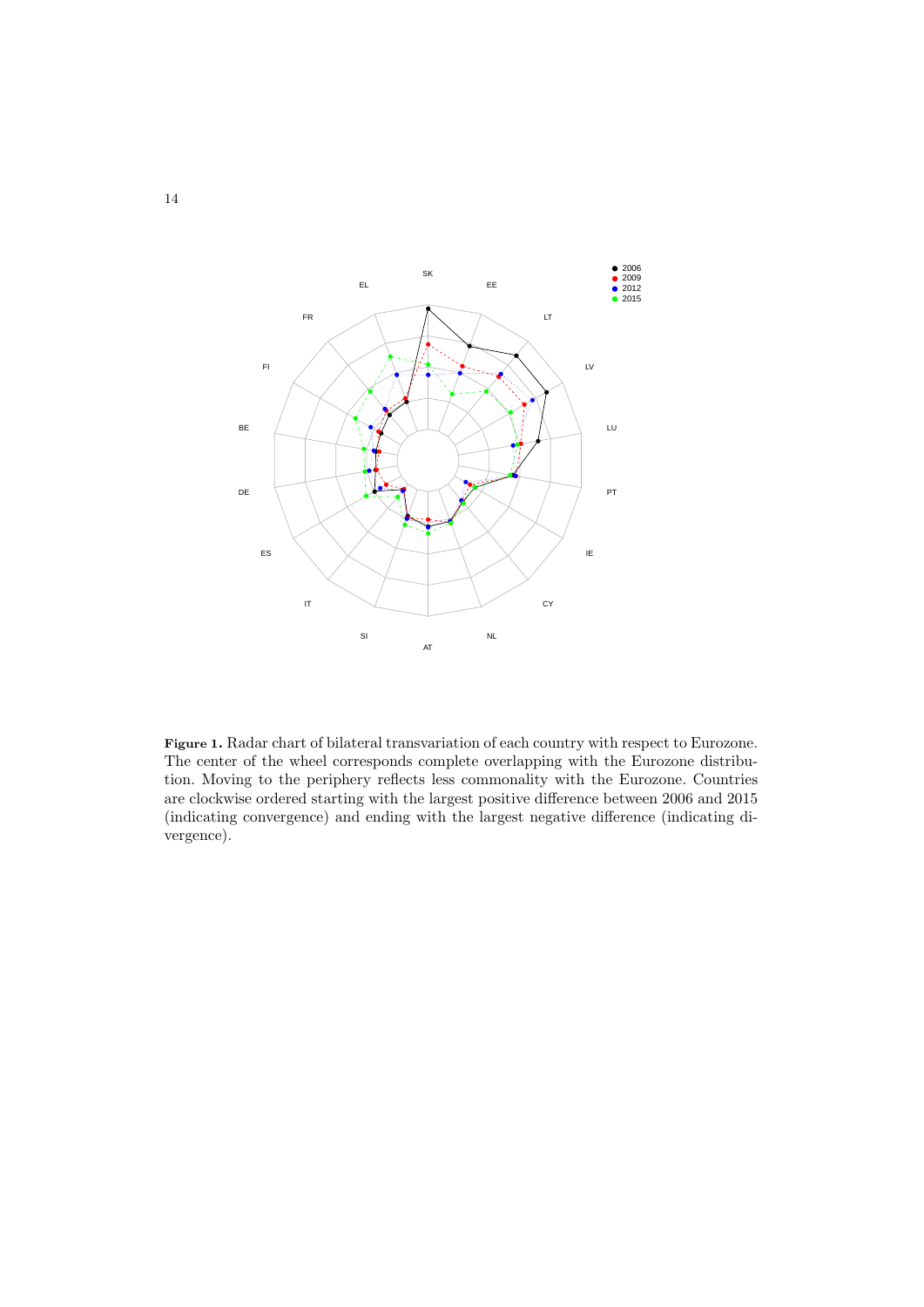**Figure 1.** Radar chart of bilateral transvariation of each country with respect to Eurozone. The center of the wheel corresponds complete overlapping with the Eurozone distribution. Moving to the periphery reflects less commonality with the Eurozone. Countries are clockwise ordered starting with the largest positive difference between 2006 and 2015 (indicating convergence) and ending with the largest negative difference (indicating divergence).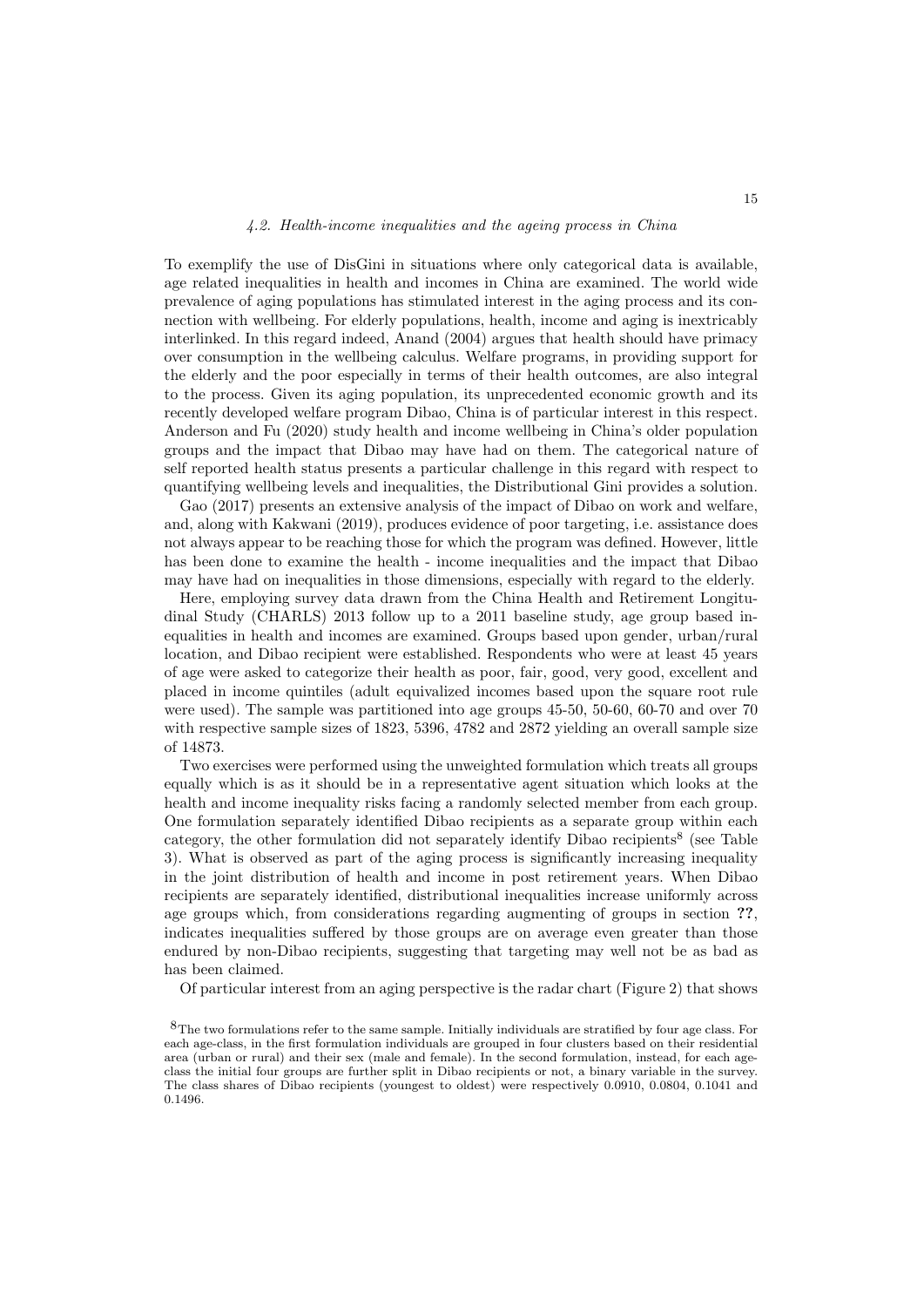### 4.2. Health-income inequalities and the ageing process in China

To exemplify the use of DisGini in situations where only categorical data is available, age related inequalities in health and incomes in China are examined. The world wide prevalence of aging populations has stimulated interest in the aging process and its connection with wellbeing. For elderly populations, health, income and aging is inextricably interlinked. In this regard indeed, Anand (2004) argues that health should have primacy over consumption in the wellbeing calculus. Welfare programs, in providing support for the elderly and the poor especially in terms of their health outcomes, are also integral to the process. Given its aging population, its unprecedented economic growth and its recently developed welfare program Dibao, China is of particular interest in this respect. Anderson and Fu (2020) study health and income wellbeing in China's older population groups and the impact that Dibao may have had on them. The categorical nature of self reported health status presents a particular challenge in this regard with respect to quantifying wellbeing levels and inequalities, the Distributional Gini provides a solution.

Gao (2017) presents an extensive analysis of the impact of Dibao on work and welfare, and, along with Kakwani (2019), produces evidence of poor targeting, i.e. assistance does not always appear to be reaching those for which the program was defined. However, little has been done to examine the health - income inequalities and the impact that Dibao may have had on inequalities in those dimensions, especially with regard to the elderly.

Here, employing survey data drawn from the China Health and Retirement Longitudinal Study (CHARLS) 2013 follow up to a 2011 baseline study, age group based inequalities in health and incomes are examined. Groups based upon gender, urban/rural location, and Dibao recipient were established. Respondents who were at least 45 years of age were asked to categorize their health as poor, fair, good, very good, excellent and placed in income quintiles (adult equivalized incomes based upon the square root rule were used). The sample was partitioned into age groups 45-50, 50-60, 60-70 and over 70 with respective sample sizes of 1823, 5396, 4782 and 2872 yielding an overall sample size of 14873.

Two exercises were performed using the unweighted formulation which treats all groups equally which is as it should be in a representative agent situation which looks at the health and income inequality risks facing a randomly selected member from each group. One formulation separately identified Dibao recipients as a separate group within each category, the other formulation did not separately identify Dibao recipients[8] (see Table 3). What is observed as part of the aging process is significantly increasing inequality in the joint distribution of health and income in post retirement years. When Dibao recipients are separately identified, distributional inequalities increase uniformly across age groups which, from considerations regarding augmenting of groups in section **??**, indicates inequalities suffered by those groups are on average even greater than those endured by non-Dibao recipients, suggesting that targeting may well not be as bad as has been claimed.

Of particular interest from an aging perspective is the radar chart (Figure 2) that shows

[8] The two formulations refer to the same sample. Initially individuals are stratified by four age class. For each age-class, in the first formulation individuals are grouped in four clusters based on their residential area (urban or rural) and their sex (male and female). In the second formulation, instead, for each age-class the initial four groups are further split in Dibao recipients or not, a binary variable in the survey. The class shares of Dibao recipients (youngest to oldest) were respectively 0.0910, 0.0804, 0.1041 and 0.1496.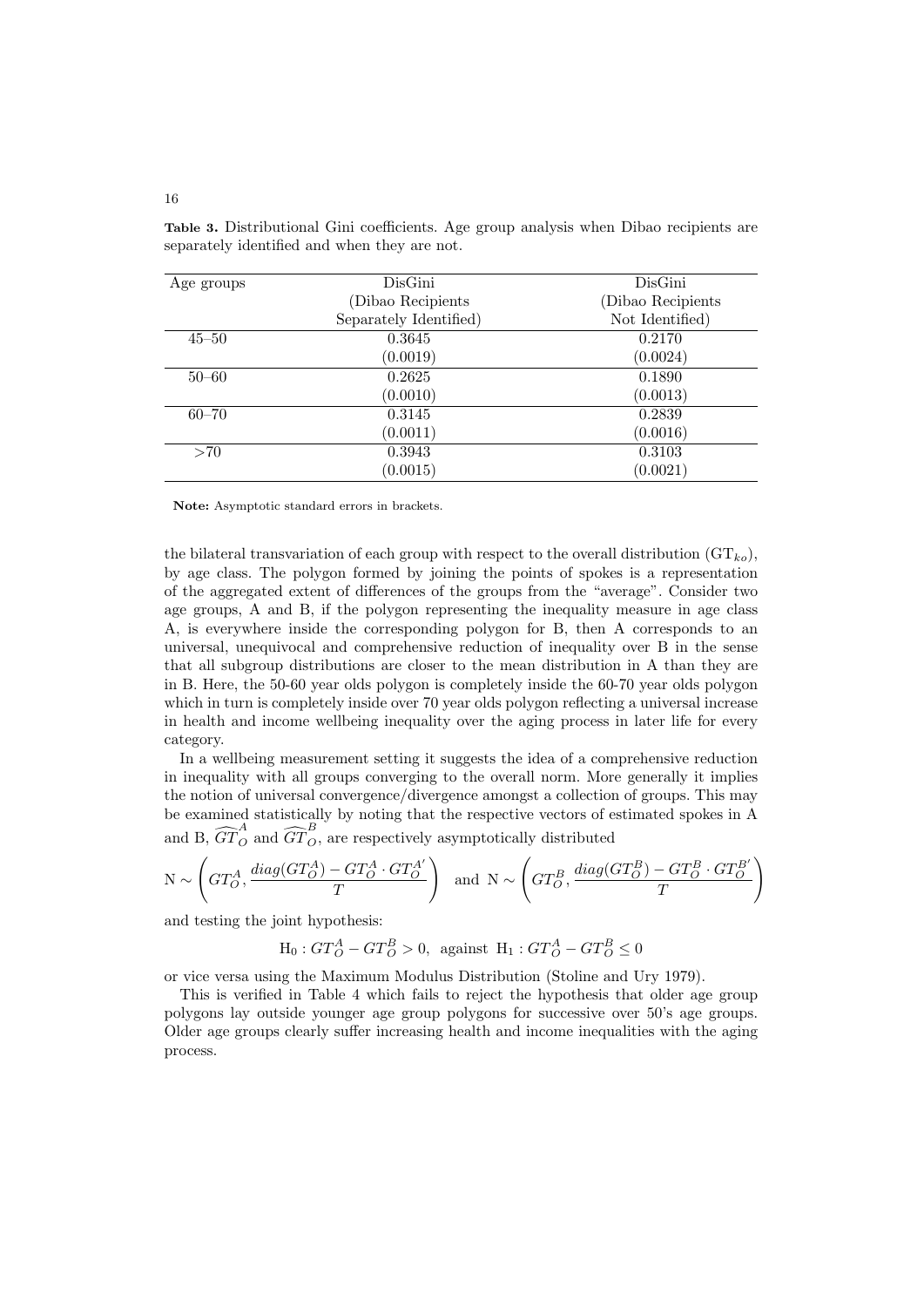**Table 3.** Distributional Gini coefficients. Age group analysis when Dibao recipients are separately identified and when they are not.

| Age groups | DisGini (Dibao Recipients Separately Identified) | DisGini (Dibao Recipients Not Identified) |
|---|---|---|
| 45–50 | 0.3645 | 0.2170 |
| | (0.0019) | (0.0024) |
| 50–60 | 0.2625 | 0.1890 |
| | (0.0010) | (0.0013) |
| 60–70 | 0.3145 | 0.2839 |
| | (0.0011) | (0.0016) |
| >70 | 0.3943 | 0.3103 |
| | (0.0015) | (0.0021) |

**Note:** Asymptotic standard errors in brackets.

the bilateral transvariation of each group with respect to the overall distribution ($\mathrm{GT}_{ko}$), by age class. The polygon formed by joining the points of spokes is a representation of the aggregated extent of differences of the groups from the "average". Consider two age groups, A and B, if the polygon representing the inequality measure in age class A, is everywhere inside the corresponding polygon for B, then A corresponds to an universal, unequivocal and comprehensive reduction of inequality over B in the sense that all subgroup distributions are closer to the mean distribution in A than they are in B. Here, the 50-60 year olds polygon is completely inside the 60-70 year olds polygon which in turn is completely inside over 70 year olds polygon reflecting a universal increase in health and income wellbeing inequality over the aging process in later life for every category.

In a wellbeing measurement setting it suggests the idea of a comprehensive reduction in inequality with all groups converging to the overall norm. More generally it implies the notion of universal convergence/divergence amongst a collection of groups. This may be examined statistically by noting that the respective vectors of estimated spokes in A and B, $\widehat{GT}_O^A$ and $\widehat{GT}_O^B$, are respectively asymptotically distributed

$$\mathrm{N} \sim \left( GT_O^A, \frac{diag(GT_O^A) - GT_O^A \cdot GT_O^{A'}}{T} \right) \quad \text{and} \quad \mathrm{N} \sim \left( GT_O^B, \frac{diag(GT_O^B) - GT_O^B \cdot GT_O^{B'}}{T} \right)$$

and testing the joint hypothesis:

$$\mathrm{H}_0 : GT_O^A - GT_O^B > 0, \ \text{against} \ \mathrm{H}_1 : GT_O^A - GT_O^B \leq 0$$

or vice versa using the Maximum Modulus Distribution (Stoline and Ury 1979).

This is verified in Table 4 which fails to reject the hypothesis that older age group polygons lay outside younger age group polygons for successive over 50's age groups. Older age groups clearly suffer increasing health and income inequalities with the aging process.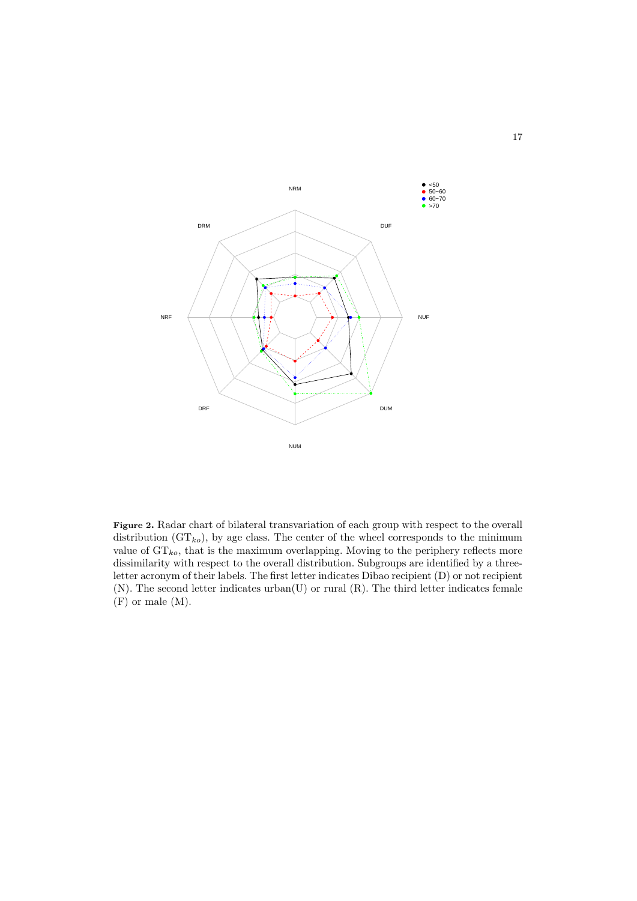**Figure 2.** Radar chart of bilateral transvariation of each group with respect to the overall distribution ($GT_{ko}$), by age class. The center of the wheel corresponds to the minimum value of $GT_{ko}$, that is the maximum overlapping. Moving to the periphery reflects more dissimilarity with respect to the overall distribution. Subgroups are identified by a three-letter acronym of their labels. The first letter indicates Dibao recipient (D) or not recipient (N). The second letter indicates urban(U) or rural (R). The third letter indicates female (F) or male (M).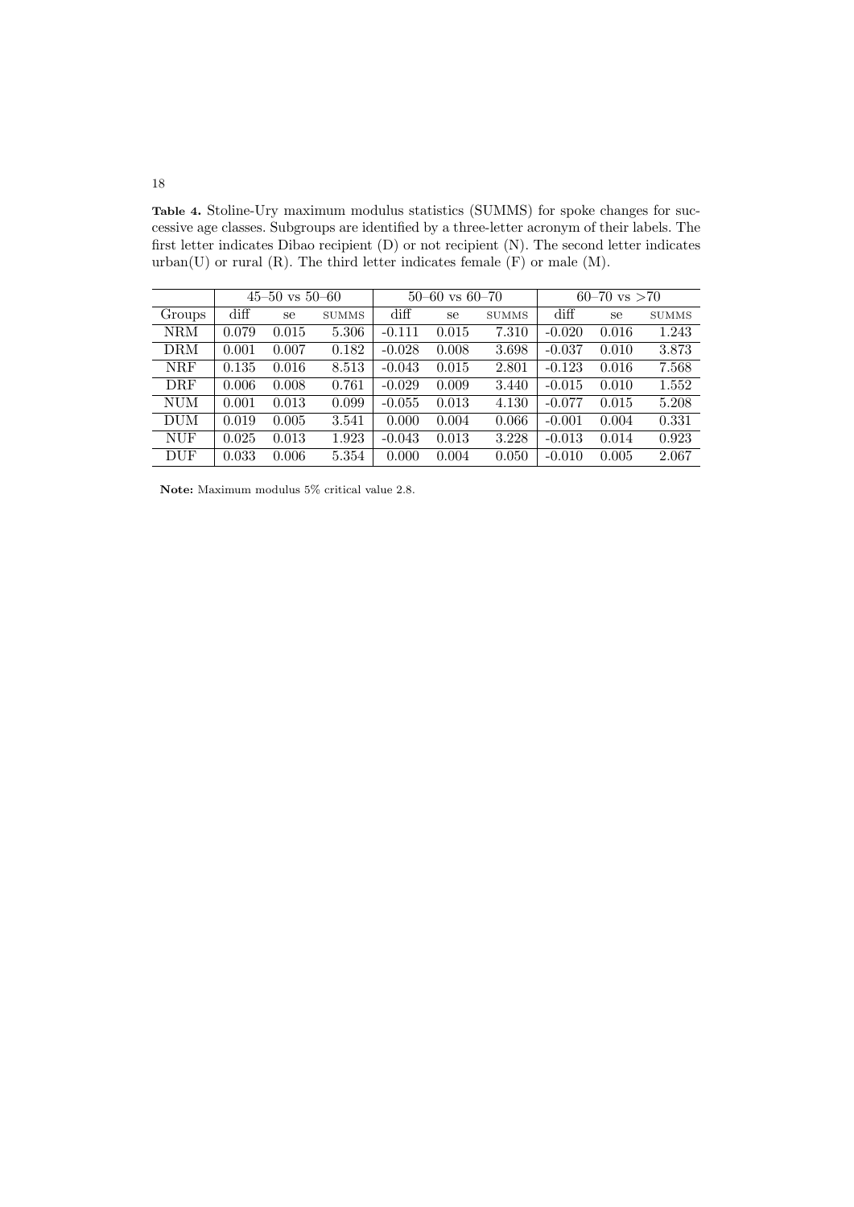**Table 4.** Stoline-Ury maximum modulus statistics (SUMMS) for spoke changes for successive age classes. Subgroups are identified by a three-letter acronym of their labels. The first letter indicates Dibao recipient (D) or not recipient (N). The second letter indicates urban(U) or rural (R). The third letter indicates female (F) or male (M).

| | 45–50 vs 50–60 | | | 50–60 vs 60–70 | | | 60–70 vs >70 | | |
|---|---|---|---|---|---|---|---|---|---|
| Groups | diff | se | SUMMS | diff | se | SUMMS | diff | se | SUMMS |
| NRM | 0.079 | 0.015 | 5.306 | -0.111 | 0.015 | 7.310 | -0.020 | 0.016 | 1.243 |
| DRM | 0.001 | 0.007 | 0.182 | -0.028 | 0.008 | 3.698 | -0.037 | 0.010 | 3.873 |
| NRF | 0.135 | 0.016 | 8.513 | -0.043 | 0.015 | 2.801 | -0.123 | 0.016 | 7.568 |
| DRF | 0.006 | 0.008 | 0.761 | -0.029 | 0.009 | 3.440 | -0.015 | 0.010 | 1.552 |
| NUM | 0.001 | 0.013 | 0.099 | -0.055 | 0.013 | 4.130 | -0.077 | 0.015 | 5.208 |
| DUM | 0.019 | 0.005 | 3.541 | 0.000 | 0.004 | 0.066 | -0.001 | 0.004 | 0.331 |
| NUF | 0.025 | 0.013 | 1.923 | -0.043 | 0.013 | 3.228 | -0.013 | 0.014 | 0.923 |
| DUF | 0.033 | 0.006 | 5.354 | 0.000 | 0.004 | 0.050 | -0.010 | 0.005 | 2.067 |

**Note:** Maximum modulus 5% critical value 2.8.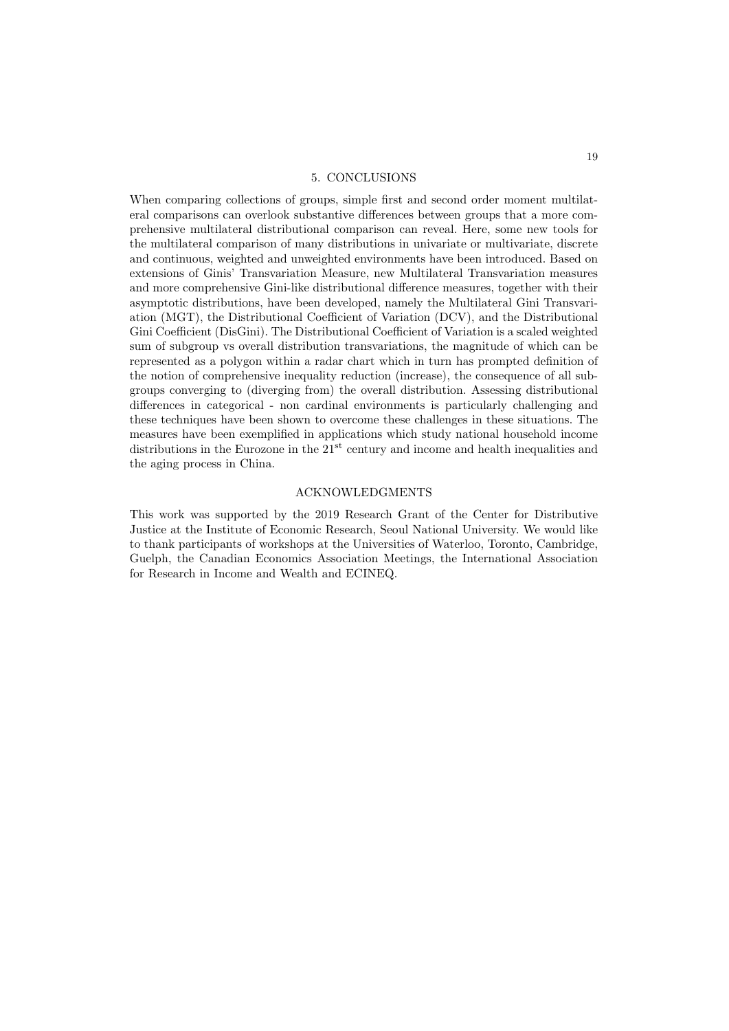## 5. CONCLUSIONS

When comparing collections of groups, simple first and second order moment multilateral comparisons can overlook substantive differences between groups that a more comprehensive multilateral distributional comparison can reveal. Here, some new tools for the multilateral comparison of many distributions in univariate or multivariate, discrete and continuous, weighted and unweighted environments have been introduced. Based on extensions of Ginis' Transvariation Measure, new Multilateral Transvariation measures and more comprehensive Gini-like distributional difference measures, together with their asymptotic distributions, have been developed, namely the Multilateral Gini Transvariation (MGT), the Distributional Coefficient of Variation (DCV), and the Distributional Gini Coefficient (DisGini). The Distributional Coefficient of Variation is a scaled weighted sum of subgroup vs overall distribution transvariations, the magnitude of which can be represented as a polygon within a radar chart which in turn has prompted definition of the notion of comprehensive inequality reduction (increase), the consequence of all subgroups converging to (diverging from) the overall distribution. Assessing distributional differences in categorical - non cardinal environments is particularly challenging and these techniques have been shown to overcome these challenges in these situations. The measures have been exemplified in applications which study national household income distributions in the Eurozone in the $21^{st}$ century and income and health inequalities and the aging process in China.

## ACKNOWLEDGMENTS

This work was supported by the 2019 Research Grant of the Center for Distributive Justice at the Institute of Economic Research, Seoul National University. We would like to thank participants of workshops at the Universities of Waterloo, Toronto, Cambridge, Guelph, the Canadian Economics Association Meetings, the International Association for Research in Income and Wealth and ECINEQ.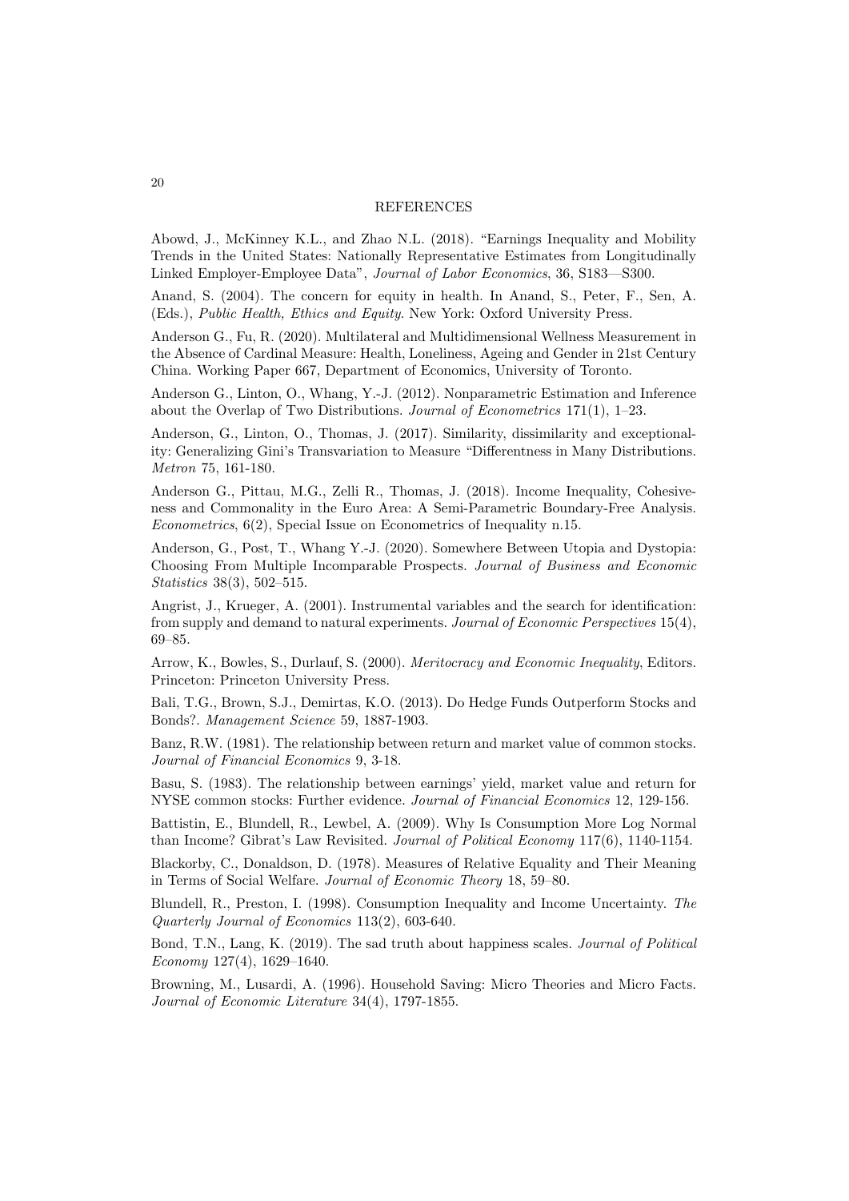## REFERENCES

Abowd, J., McKinney K.L., and Zhao N.L. (2018). "Earnings Inequality and Mobility Trends in the United States: Nationally Representative Estimates from Longitudinally Linked Employer-Employee Data", *Journal of Labor Economics*, 36, S183—S300.

Anand, S. (2004). The concern for equity in health. In Anand, S., Peter, F., Sen, A. (Eds.), *Public Health, Ethics and Equity*. New York: Oxford University Press.

Anderson G., Fu, R. (2020). Multilateral and Multidimensional Wellness Measurement in the Absence of Cardinal Measure: Health, Loneliness, Ageing and Gender in 21st Century China. Working Paper 667, Department of Economics, University of Toronto.

Anderson G., Linton, O., Whang, Y.-J. (2012). Nonparametric Estimation and Inference about the Overlap of Two Distributions. *Journal of Econometrics* 171(1), 1–23.

Anderson, G., Linton, O., Thomas, J. (2017). Similarity, dissimilarity and exceptionality: Generalizing Gini's Transvariation to Measure "Differentness in Many Distributions. *Metron* 75, 161-180.

Anderson G., Pittau, M.G., Zelli R., Thomas, J. (2018). Income Inequality, Cohesiveness and Commonality in the Euro Area: A Semi-Parametric Boundary-Free Analysis. *Econometrics*, 6(2), Special Issue on Econometrics of Inequality n.15.

Anderson, G., Post, T., Whang Y.-J. (2020). Somewhere Between Utopia and Dystopia: Choosing From Multiple Incomparable Prospects. *Journal of Business and Economic Statistics* 38(3), 502–515.

Angrist, J., Krueger, A. (2001). Instrumental variables and the search for identification: from supply and demand to natural experiments. *Journal of Economic Perspectives* 15(4), 69–85.

Arrow, K., Bowles, S., Durlauf, S. (2000). *Meritocracy and Economic Inequality*, Editors. Princeton: Princeton University Press.

Bali, T.G., Brown, S.J., Demirtas, K.O. (2013). Do Hedge Funds Outperform Stocks and Bonds?. *Management Science* 59, 1887-1903.

Banz, R.W. (1981). The relationship between return and market value of common stocks. *Journal of Financial Economics* 9, 3-18.

Basu, S. (1983). The relationship between earnings' yield, market value and return for NYSE common stocks: Further evidence. *Journal of Financial Economics* 12, 129-156.

Battistin, E., Blundell, R., Lewbel, A. (2009). Why Is Consumption More Log Normal than Income? Gibrat's Law Revisited. *Journal of Political Economy* 117(6), 1140-1154.

Blackorby, C., Donaldson, D. (1978). Measures of Relative Equality and Their Meaning in Terms of Social Welfare. *Journal of Economic Theory* 18, 59–80.

Blundell, R., Preston, I. (1998). Consumption Inequality and Income Uncertainty. *The Quarterly Journal of Economics* 113(2), 603-640.

Bond, T.N., Lang, K. (2019). The sad truth about happiness scales. *Journal of Political Economy* 127(4), 1629–1640.

Browning, M., Lusardi, A. (1996). Household Saving: Micro Theories and Micro Facts. *Journal of Economic Literature* 34(4), 1797-1855.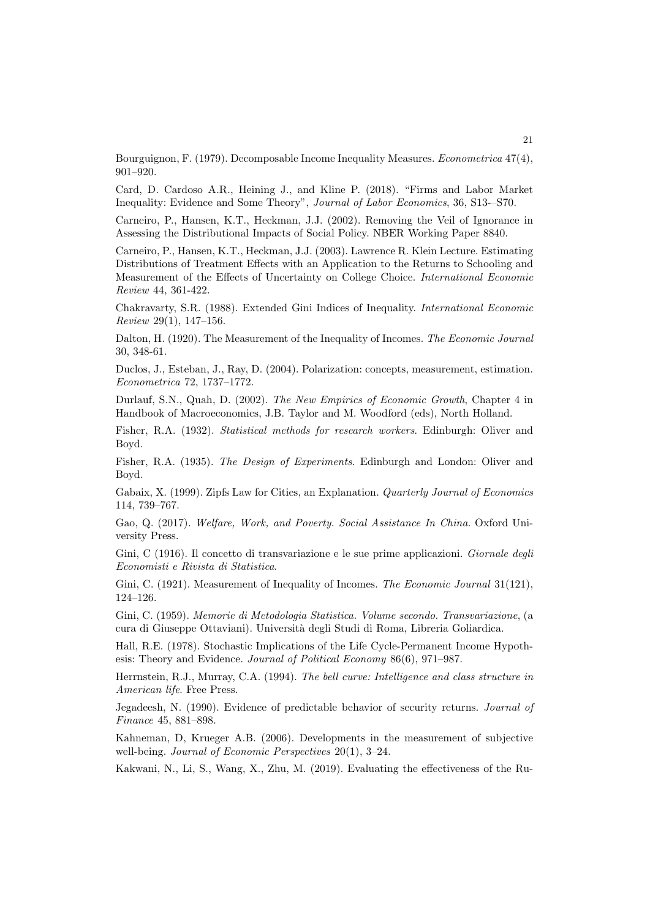Bourguignon, F. (1979). Decomposable Income Inequality Measures. *Econometrica* 47(4), 901–920.

Card, D. Cardoso A.R., Heining J., and Kline P. (2018). "Firms and Labor Market Inequality: Evidence and Some Theory", *Journal of Labor Economics*, 36, S13-–S70.

Carneiro, P., Hansen, K.T., Heckman, J.J. (2002). Removing the Veil of Ignorance in Assessing the Distributional Impacts of Social Policy. NBER Working Paper 8840.

Carneiro, P., Hansen, K.T., Heckman, J.J. (2003). Lawrence R. Klein Lecture. Estimating Distributions of Treatment Effects with an Application to the Returns to Schooling and Measurement of the Effects of Uncertainty on College Choice. *International Economic Review* 44, 361-422.

Chakravarty, S.R. (1988). Extended Gini Indices of Inequality. *International Economic Review* 29(1), 147–156.

Dalton, H. (1920). The Measurement of the Inequality of Incomes. *The Economic Journal* 30, 348-61.

Duclos, J., Esteban, J., Ray, D. (2004). Polarization: concepts, measurement, estimation. *Econometrica* 72, 1737–1772.

Durlauf, S.N., Quah, D. (2002). *The New Empirics of Economic Growth*, Chapter 4 in Handbook of Macroeconomics, J.B. Taylor and M. Woodford (eds), North Holland.

Fisher, R.A. (1932). *Statistical methods for research workers*. Edinburgh: Oliver and Boyd.

Fisher, R.A. (1935). *The Design of Experiments*. Edinburgh and London: Oliver and Boyd.

Gabaix, X. (1999). Zipfs Law for Cities, an Explanation. *Quarterly Journal of Economics* 114, 739–767.

Gao, Q. (2017). *Welfare, Work, and Poverty. Social Assistance In China*. Oxford University Press.

Gini, C (1916). Il concetto di transvariazione e le sue prime applicazioni. *Giornale degli Economisti e Rivista di Statistica*.

Gini, C. (1921). Measurement of Inequality of Incomes. *The Economic Journal* 31(121), 124–126.

Gini, C. (1959). *Memorie di Metodologia Statistica. Volume secondo. Transvariazione*, (a cura di Giuseppe Ottaviani). Università degli Studi di Roma, Libreria Goliardica.

Hall, R.E. (1978). Stochastic Implications of the Life Cycle-Permanent Income Hypothesis: Theory and Evidence. *Journal of Political Economy* 86(6), 971–987.

Herrnstein, R.J., Murray, C.A. (1994). *The bell curve: Intelligence and class structure in American life*. Free Press.

Jegadeesh, N. (1990). Evidence of predictable behavior of security returns. *Journal of Finance* 45, 881–898.

Kahneman, D, Krueger A.B. (2006). Developments in the measurement of subjective well-being. *Journal of Economic Perspectives* 20(1), 3–24.

Kakwani, N., Li, S., Wang, X., Zhu, M. (2019). Evaluating the effectiveness of the Ru-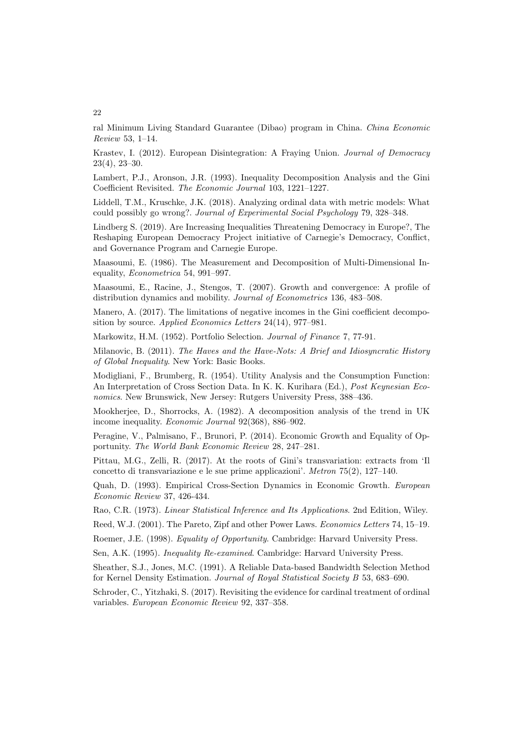ral Minimum Living Standard Guarantee (Dibao) program in China. *China Economic Review* 53, 1–14.

Krastev, I. (2012). European Disintegration: A Fraying Union. *Journal of Democracy* 23(4), 23–30.

Lambert, P.J., Aronson, J.R. (1993). Inequality Decomposition Analysis and the Gini Coefficient Revisited. *The Economic Journal* 103, 1221–1227.

Liddell, T.M., Kruschke, J.K. (2018). Analyzing ordinal data with metric models: What could possibly go wrong?. *Journal of Experimental Social Psychology* 79, 328–348.

Lindberg S. (2019). Are Increasing Inequalities Threatening Democracy in Europe?, The Reshaping European Democracy Project initiative of Carnegie's Democracy, Conflict, and Governance Program and Carnegie Europe.

Maasoumi, E. (1986). The Measurement and Decomposition of Multi-Dimensional Inequality, *Econometrica* 54, 991–997.

Maasoumi, E., Racine, J., Stengos, T. (2007). Growth and convergence: A profile of distribution dynamics and mobility. *Journal of Econometrics* 136, 483–508.

Manero, A. (2017). The limitations of negative incomes in the Gini coefficient decomposition by source. *Applied Economics Letters* 24(14), 977–981.

Markowitz, H.M. (1952). Portfolio Selection. *Journal of Finance* 7, 77-91.

Milanovic, B. (2011). *The Haves and the Have-Nots: A Brief and Idiosyncratic History of Global Inequality*. New York: Basic Books.

Modigliani, F., Brumberg, R. (1954). Utility Analysis and the Consumption Function: An Interpretation of Cross Section Data. In K. K. Kurihara (Ed.), *Post Keynesian Economics*. New Brunswick, New Jersey: Rutgers University Press, 388–436.

Mookherjee, D., Shorrocks, A. (1982). A decomposition analysis of the trend in UK income inequality. *Economic Journal* 92(368), 886–902.

Peragine, V., Palmisano, F., Brunori, P. (2014). Economic Growth and Equality of Opportunity. *The World Bank Economic Review* 28, 247–281.

Pittau, M.G., Zelli, R. (2017). At the roots of Gini's transvariation: extracts from 'Il concetto di transvariazione e le sue prime applicazioni'. *Metron* 75(2), 127–140.

Quah, D. (1993). Empirical Cross-Section Dynamics in Economic Growth. *European Economic Review* 37, 426-434.

Rao, C.R. (1973). *Linear Statistical Inference and Its Applications*. 2nd Edition, Wiley.

Reed, W.J. (2001). The Pareto, Zipf and other Power Laws. *Economics Letters* 74, 15–19.

Roemer, J.E. (1998). *Equality of Opportunity*. Cambridge: Harvard University Press.

Sen, A.K. (1995). *Inequality Re-examined*. Cambridge: Harvard University Press.

Sheather, S.J., Jones, M.C. (1991). A Reliable Data-based Bandwidth Selection Method for Kernel Density Estimation. *Journal of Royal Statistical Society B* 53, 683–690.

Schroder, C., Yitzhaki, S. (2017). Revisiting the evidence for cardinal treatment of ordinal variables. *European Economic Review* 92, 337–358.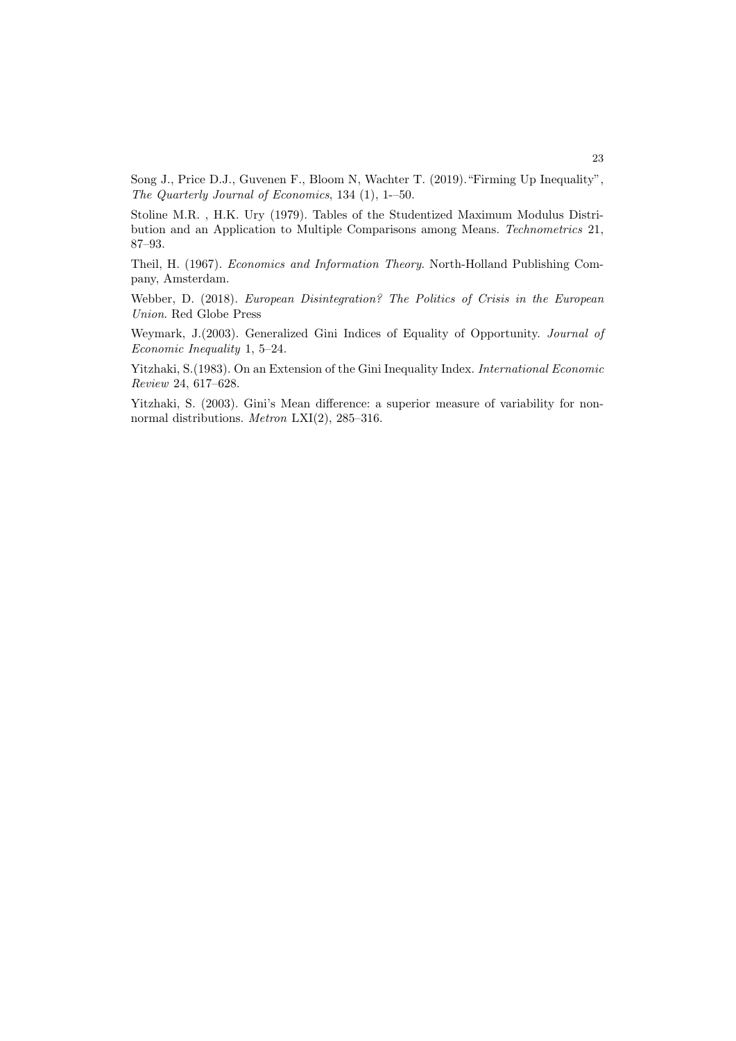Song J., Price D.J., Guvenen F., Bloom N, Wachter T. (2019). "Firming Up Inequality", *The Quarterly Journal of Economics*, 134 (1), 1-–50.

Stoline M.R. , H.K. Ury (1979). Tables of the Studentized Maximum Modulus Distribution and an Application to Multiple Comparisons among Means. *Technometrics* 21, 87–93.

Theil, H. (1967). *Economics and Information Theory*. North-Holland Publishing Company, Amsterdam.

Webber, D. (2018). *European Disintegration? The Politics of Crisis in the European Union*. Red Globe Press

Weymark, J.(2003). Generalized Gini Indices of Equality of Opportunity. *Journal of Economic Inequality* 1, 5–24.

Yitzhaki, S.(1983). On an Extension of the Gini Inequality Index. *International Economic Review* 24, 617–628.

Yitzhaki, S. (2003). Gini's Mean difference: a superior measure of variability for non-normal distributions. *Metron* LXI(2), 285–316.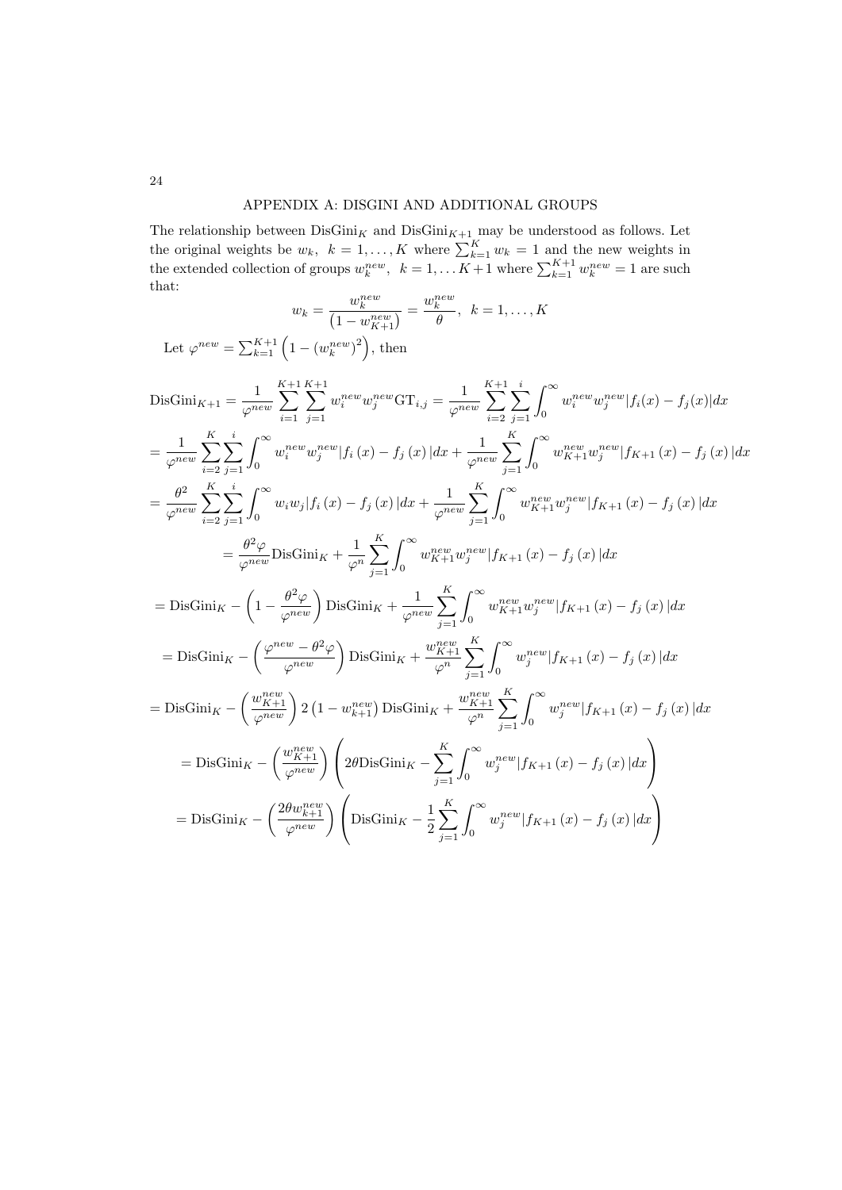## APPENDIX A: DISGINI AND ADDITIONAL GROUPS

The relationship between $\text{DisGini}_K$ and $\text{DisGini}_{K+1}$ may be understood as follows. Let the original weights be $w_k,\ k = 1,\ldots,K$ where $\sum_{k=1}^{K} w_k = 1$ and the new weights in the extended collection of groups $w_k^{new},\ k = 1,\ldots K+1$ where $\sum_{k=1}^{K+1} w_k^{new} = 1$ are such that:

$$w_k = \frac{w_k^{new}}{\left(1 - w_{K+1}^{new}\right)} = \frac{w_k^{new}}{\theta},\ \ k = 1,\ldots,K$$

Let $\varphi^{new} = \sum_{k=1}^{K+1}\left(1 - \left(w_k^{new}\right)^2\right)$, then

$$\text{DisGini}_{K+1} = \frac{1}{\varphi^{new}}\sum_{i=1}^{K+1}\sum_{j=1}^{K+1} w_i^{new} w_j^{new}\text{GT}_{i,j} = \frac{1}{\varphi^{new}}\sum_{i=2}^{K+1}\sum_{j=1}^{i}\int_0^\infty w_i^{new} w_j^{new}|f_i(x) - f_j(x)|dx$$

$$= \frac{1}{\varphi^{new}}\sum_{i=2}^{K}\sum_{j=1}^{i}\int_0^\infty w_i^{new} w_j^{new}|f_i\left(x\right) - f_j\left(x\right)|dx + \frac{1}{\varphi^{new}}\sum_{j=1}^{K}\int_0^\infty w_{K+1}^{new} w_j^{new}|f_{K+1}\left(x\right) - f_j\left(x\right)|dx$$

$$= \frac{\theta^2}{\varphi^{new}}\sum_{i=2}^{K}\sum_{j=1}^{i}\int_0^\infty w_i w_j|f_i\left(x\right) - f_j\left(x\right)|dx + \frac{1}{\varphi^{new}}\sum_{j=1}^{K}\int_0^\infty w_{K+1}^{new} w_j^{new}|f_{K+1}\left(x\right) - f_j\left(x\right)|dx$$

$$= \frac{\theta^2\varphi}{\varphi^{new}}\text{DisGini}_K + \frac{1}{\varphi^n}\sum_{j=1}^{K}\int_0^\infty w_{K+1}^{new} w_j^{new}|f_{K+1}\left(x\right) - f_j\left(x\right)|dx$$

$$= \text{DisGini}_K - \left(1 - \frac{\theta^2\varphi}{\varphi^{new}}\right)\text{DisGini}_K + \frac{1}{\varphi^{new}}\sum_{j=1}^{K}\int_0^\infty w_{K+1}^{new} w_j^{new}|f_{K+1}\left(x\right) - f_j\left(x\right)|dx$$

$$= \text{DisGini}_K - \left(\frac{\varphi^{new} - \theta^2\varphi}{\varphi^{new}}\right)\text{DisGini}_K + \frac{w_{K+1}^{new}}{\varphi^n}\sum_{j=1}^{K}\int_0^\infty w_j^{new}|f_{K+1}\left(x\right) - f_j\left(x\right)|dx$$

$$= \text{DisGini}_K - \left(\frac{w_{K+1}^{new}}{\varphi^{new}}\right)2\left(1 - w_{k+1}^{new}\right)\text{DisGini}_K + \frac{w_{K+1}^{new}}{\varphi^n}\sum_{j=1}^{K}\int_0^\infty w_j^{new}|f_{K+1}\left(x\right) - f_j\left(x\right)|dx$$

$$= \text{DisGini}_K - \left(\frac{w_{K+1}^{new}}{\varphi^{new}}\right)\left(2\theta\text{DisGini}_K - \sum_{j=1}^{K}\int_0^\infty w_j^{new}|f_{K+1}\left(x\right) - f_j\left(x\right)|dx\right)$$

$$= \text{DisGini}_K - \left(\frac{2\theta w_{k+1}^{new}}{\varphi^{new}}\right)\left(\text{DisGini}_K - \frac{1}{2}\sum_{j=1}^{K}\int_0^\infty w_j^{new}|f_{K+1}\left(x\right) - f_j\left(x\right)|dx\right)$$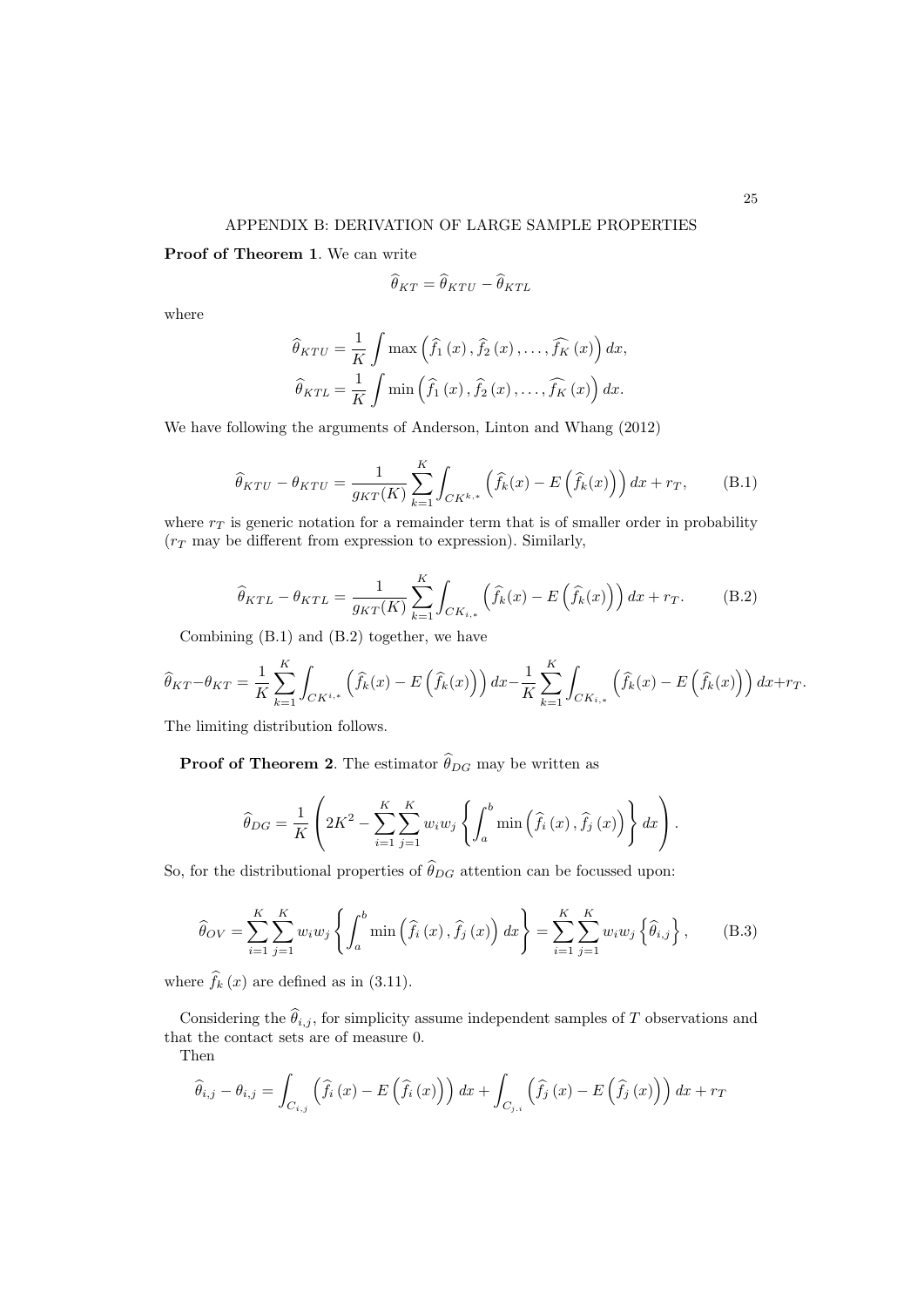## APPENDIX B: DERIVATION OF LARGE SAMPLE PROPERTIES

**Proof of Theorem 1**. We can write

$$\widehat{\theta}_{KT} = \widehat{\theta}_{KTU} - \widehat{\theta}_{KTL}$$

where

$$\widehat{\theta}_{KTU} = \frac{1}{K} \int \max\left(\widehat{f}_1\left(x\right), \widehat{f}_2\left(x\right), \ldots, \widehat{f_K}\left(x\right)\right) dx,$$

$$\widehat{\theta}_{KTL} = \frac{1}{K} \int \min\left(\widehat{f}_1\left(x\right), \widehat{f}_2\left(x\right), \ldots, \widehat{f_K}\left(x\right)\right) dx.$$

We have following the arguments of Anderson, Linton and Whang (2012)

$$\widehat{\theta}_{KTU} - \theta_{KTU} = \frac{1}{g_{KT}(K)} \sum_{k=1}^{K} \int_{CK^{k,*}} \left(\widehat{f}_k(x) - E\left(\widehat{f}_k(x)\right)\right) dx + r_T, \tag{B.1}$$

where $r_T$ is generic notation for a remainder term that is of smaller order in probability ($r_T$ may be different from expression to expression). Similarly,

$$\widehat{\theta}_{KTL} - \theta_{KTL} = \frac{1}{g_{KT}(K)} \sum_{k=1}^{K} \int_{CK_{i,*}} \left(\widehat{f}_k(x) - E\left(\widehat{f}_k(x)\right)\right) dx + r_T. \tag{B.2}$$

Combining (B.1) and (B.2) together, we have

$$\widehat{\theta}_{KT} - \theta_{KT} = \frac{1}{K} \sum_{k=1}^{K} \int_{CK^{i,*}} \left(\widehat{f}_k(x) - E\left(\widehat{f}_k(x)\right)\right) dx - \frac{1}{K} \sum_{k=1}^{K} \int_{CK_{i,*}} \left(\widehat{f}_k(x) - E\left(\widehat{f}_k(x)\right)\right) dx + r_T.$$

The limiting distribution follows.

**Proof of Theorem 2**. The estimator $\widehat{\theta}_{DG}$ may be written as

$$\widehat{\theta}_{DG} = \frac{1}{K}\left(2K^2 - \sum_{i=1}^{K}\sum_{j=1}^{K} w_i w_j \left\{\int_a^b \min\left(\widehat{f}_i\left(x\right), \widehat{f}_j\left(x\right)\right)\right\} dx\right).$$

So, for the distributional properties of $\widehat{\theta}_{DG}$ attention can be focussed upon:

$$\widehat{\theta}_{OV} = \sum_{i=1}^{K}\sum_{j=1}^{K} w_i w_j \left\{\int_a^b \min\left(\widehat{f}_i\left(x\right), \widehat{f}_j\left(x\right)\right) dx\right\} = \sum_{i=1}^{K}\sum_{j=1}^{K} w_i w_j \left\{\widehat{\theta}_{i,j}\right\}, \tag{B.3}$$

where $\widehat{f}_k\left(x\right)$ are defined as in (3.11).

Considering the $\widehat{\theta}_{i,j}$, for simplicity assume independent samples of $T$ observations and that the contact sets are of measure 0.

Then

$$\widehat{\theta}_{i,j} - \theta_{i,j} = \int_{C_{i,j}} \left(\widehat{f}_i\left(x\right) - E\left(\widehat{f}_i\left(x\right)\right)\right) dx + \int_{C_{j,i}} \left(\widehat{f}_j\left(x\right) - E\left(\widehat{f}_j\left(x\right)\right)\right) dx + r_T$$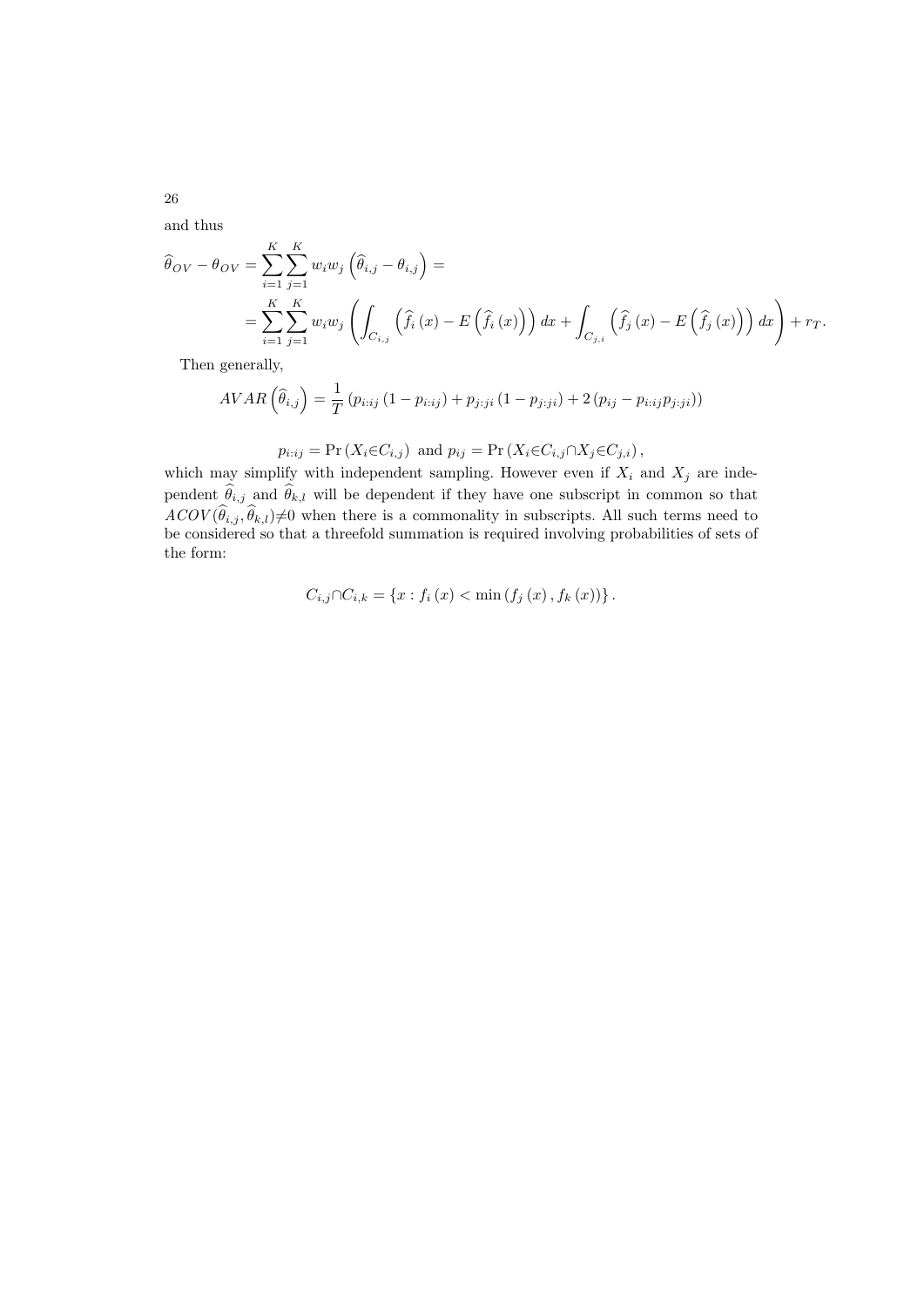and thus

$$\widehat{\theta}_{OV}-\theta_{OV}=\sum_{i=1}^{K}\sum_{j=1}^{K}w_iw_j\left(\widehat{\theta}_{i,j}-\theta_{i,j}\right)=$$
$$=\sum_{i=1}^{K}\sum_{j=1}^{K}w_iw_j\left(\int_{C_{i,j}}\left(\widehat{f}_i\left(x\right)-E\left(\widehat{f}_i\left(x\right)\right)\right)dx+\int_{C_{j,i}}\left(\widehat{f}_j\left(x\right)-E\left(\widehat{f}_j\left(x\right)\right)\right)dx\right)+r_T.$$

Then generally,

$$AVAR\left(\widehat{\theta}_{i,j}\right)=\frac{1}{T}\left(p_{i:ij}\left(1-p_{i:ij}\right)+p_{j:ji}\left(1-p_{j:ji}\right)+2\left(p_{ij}-p_{i:ij}p_{j:ji}\right)\right)$$

$$p_{i:ij}=\Pr\left(X_i\in C_{i,j}\right)\text{ and }p_{ij}=\Pr\left(X_i\in C_{i,j}\cap X_j\in C_{j,i}\right),$$

which may simplify with independent sampling. However even if $X_i$ and $X_j$ are independent $\widehat{\theta}_{i,j}$ and $\widehat{\theta}_{k,l}$ will be dependent if they have one subscript in common so that $ACOV(\widehat{\theta}_{i,j},\widehat{\theta}_{k,l})\neq 0$ when there is a commonality in subscripts. All such terms need to be considered so that a threefold summation is required involving probabilities of sets of the form:

$$C_{i,j}\cap C_{i,k}=\left\{x:f_i\left(x\right)<\min\left(f_j\left(x\right),f_k\left(x\right)\right)\right\}.$$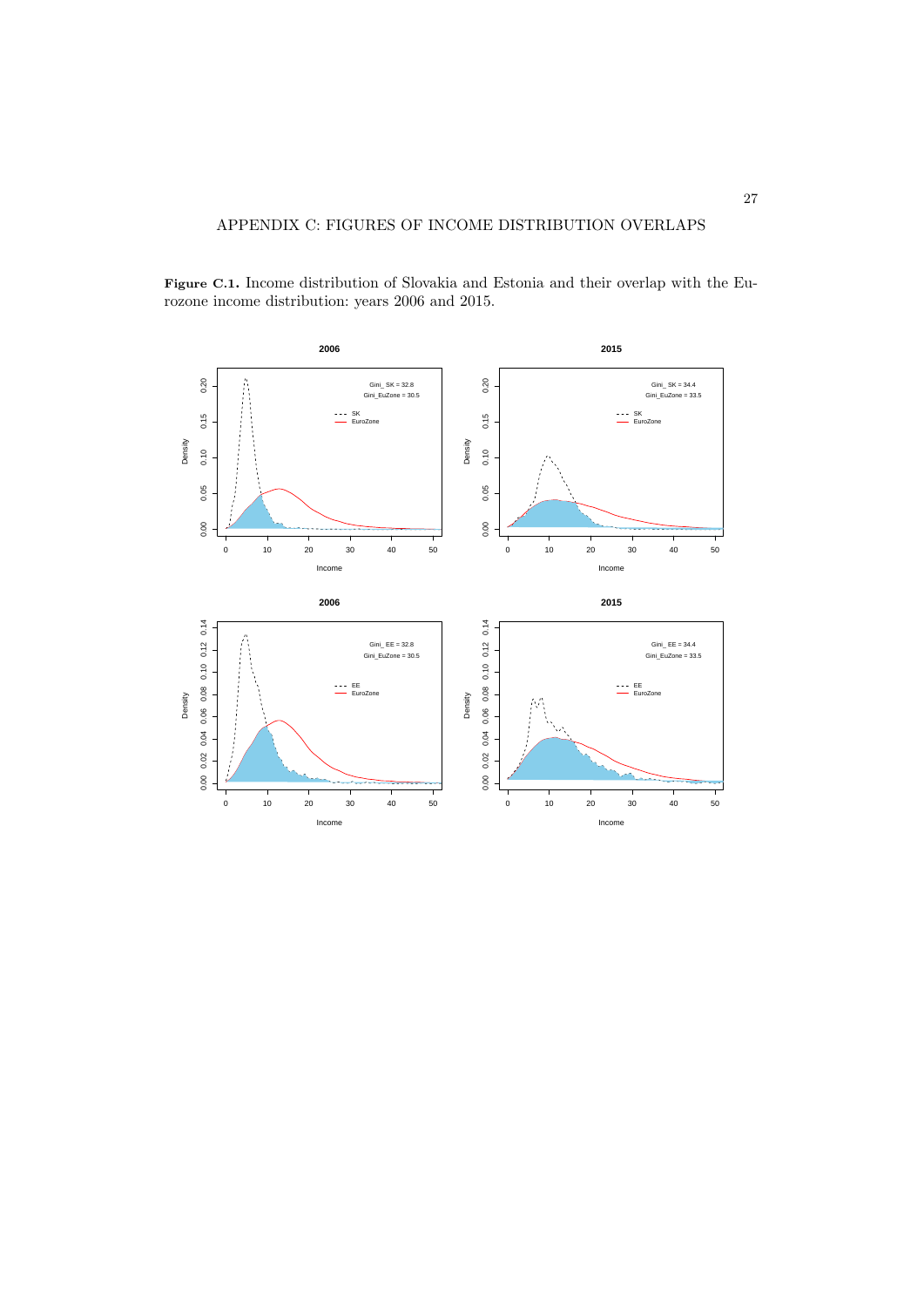# APPENDIX C: FIGURES OF INCOME DISTRIBUTION OVERLAPS

**Figure C.1.** Income distribution of Slovakia and Estonia and their overlap with the Eurozone income distribution: years 2006 and 2015.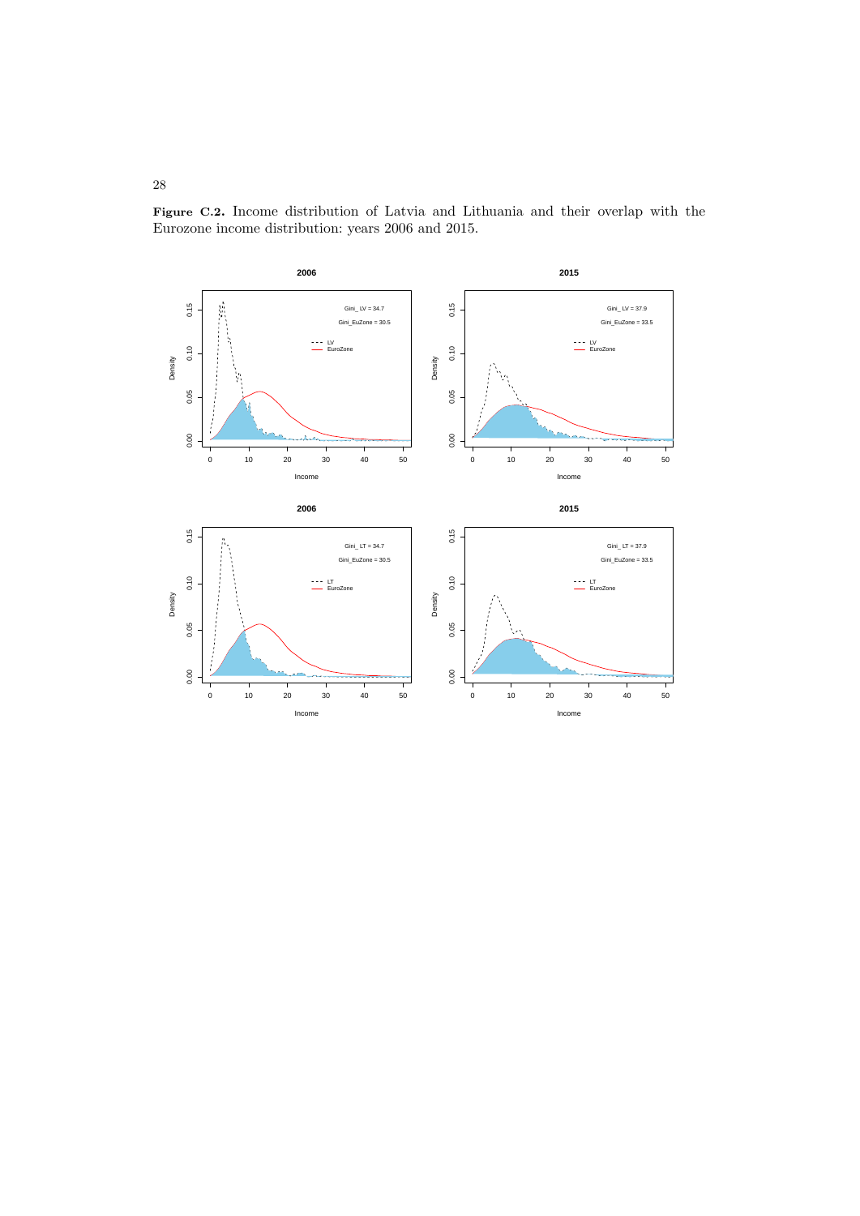**Figure C.2.** Income distribution of Latvia and Lithuania and their overlap with the Eurozone income distribution: years 2006 and 2015.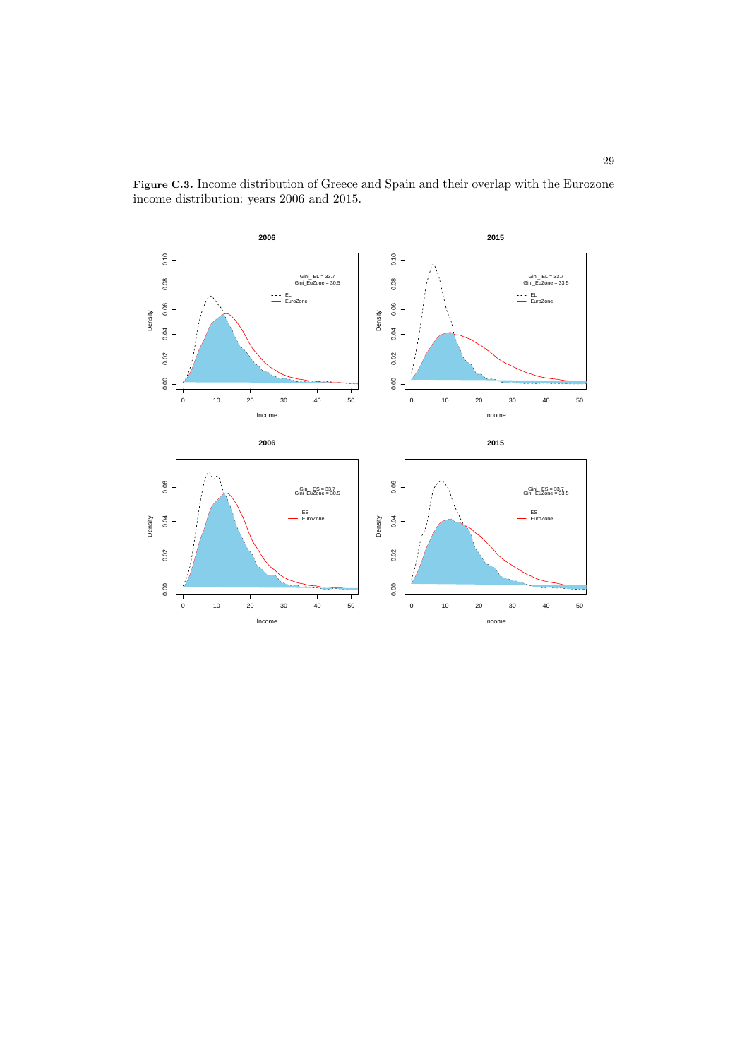**Figure C.3.** Income distribution of Greece and Spain and their overlap with the Eurozone income distribution: years 2006 and 2015.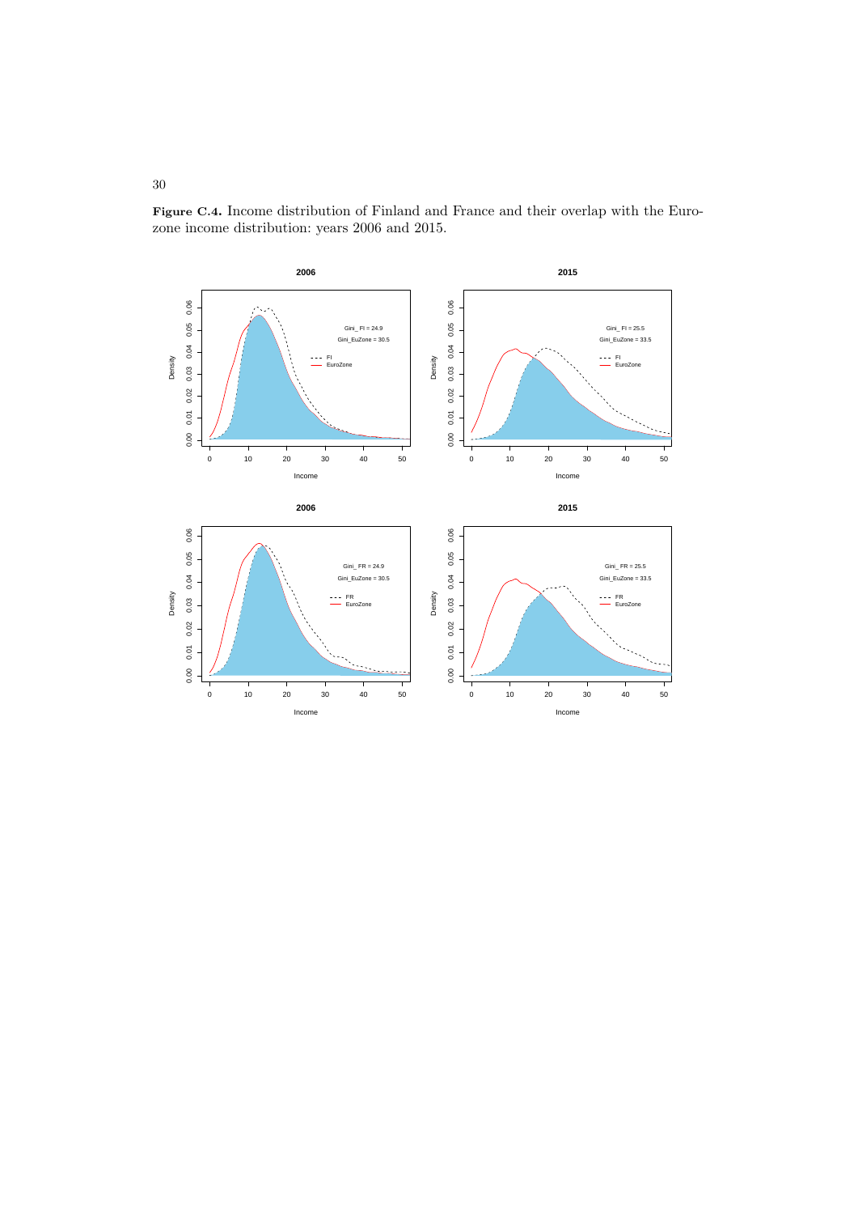**Figure C.4.** Income distribution of Finland and France and their overlap with the Eurozone income distribution: years 2006 and 2015.

2006

Gini_ FI = 24.9
Gini_EuZone = 30.5
FI
EuroZone
Density
Income

2015

Gini_ FI = 25.5
Gini_EuZone = 33.5
FI
EuroZone
Density
Income

2006

Gini_ FR = 24.9
Gini_EuZone = 30.5
FR
EuroZone
Density
Income

2015

Gini_ FR = 25.5
Gini_EuZone = 33.5
FR
EuroZone
Density
Income